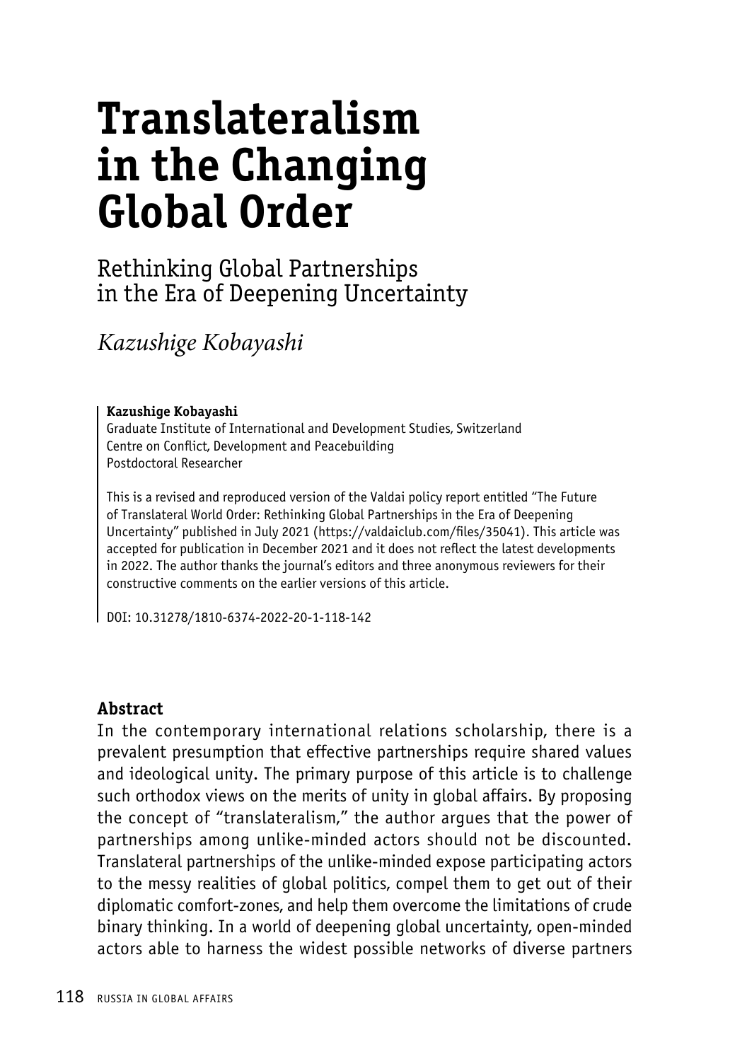# Translateralism in the Changing Global Order

## Rethinking Global Partnerships in the Era of Deepening Uncertainty

*Kazushige Kobayashi*

**Kazushige Kobayashi**
Graduate Institute of International and Development Studies, Switzerland
Centre on Conflict, Development and Peacebuilding
Postdoctoral Researcher

This is a revised and reproduced version of the Valdai policy report entitled "The Future of Translateral World Order: Rethinking Global Partnerships in the Era of Deepening Uncertainty" published in July 2021 (https://valdaiclub.com/files/35041). This article was accepted for publication in December 2021 and it does not reflect the latest developments in 2022. The author thanks the journal's editors and three anonymous reviewers for their constructive comments on the earlier versions of this article.

DOI: 10.31278/1810-6374-2022-20-1-118-142

### Abstract

In the contemporary international relations scholarship, there is a prevalent presumption that effective partnerships require shared values and ideological unity. The primary purpose of this article is to challenge such orthodox views on the merits of unity in global affairs. By proposing the concept of "translateralism," the author argues that the power of partnerships among unlike-minded actors should not be discounted. Translateral partnerships of the unlike-minded expose participating actors to the messy realities of global politics, compel them to get out of their diplomatic comfort-zones, and help them overcome the limitations of crude binary thinking. In a world of deepening global uncertainty, open-minded actors able to harness the widest possible networks of diverse partners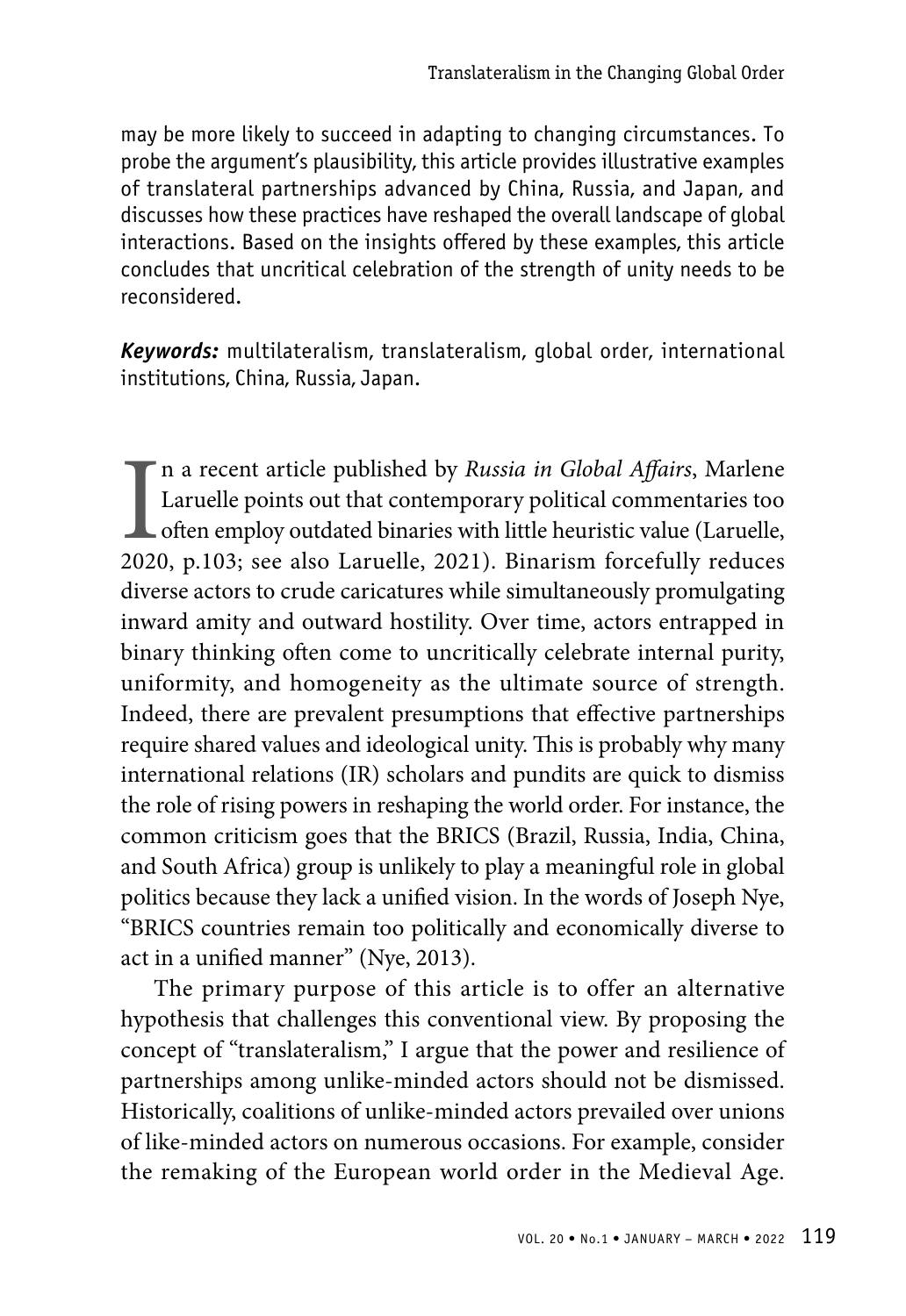may be more likely to succeed in adapting to changing circumstances. To probe the argument's plausibility, this article provides illustrative examples of translateral partnerships advanced by China, Russia, and Japan, and discusses how these practices have reshaped the overall landscape of global interactions. Based on the insights offered by these examples, this article concludes that uncritical celebration of the strength of unity needs to be reconsidered.

***Keywords:*** multilateralism, translateralism, global order, international institutions, China, Russia, Japan.

In a recent article published by *Russia in Global Affairs*, Marlene Laruelle points out that contemporary political commentaries too often employ outdated binaries with little heuristic value (Laruelle, 2020, p.103; see also Laruelle, 2021). Binarism forcefully reduces diverse actors to crude caricatures while simultaneously promulgating inward amity and outward hostility. Over time, actors entrapped in binary thinking often come to uncritically celebrate internal purity, uniformity, and homogeneity as the ultimate source of strength. Indeed, there are prevalent presumptions that effective partnerships require shared values and ideological unity. This is probably why many international relations (IR) scholars and pundits are quick to dismiss the role of rising powers in reshaping the world order. For instance, the common criticism goes that the BRICS (Brazil, Russia, India, China, and South Africa) group is unlikely to play a meaningful role in global politics because they lack a unified vision. In the words of Joseph Nye, "BRICS countries remain too politically and economically diverse to act in a unified manner" (Nye, 2013).

The primary purpose of this article is to offer an alternative hypothesis that challenges this conventional view. By proposing the concept of "translateralism," I argue that the power and resilience of partnerships among unlike-minded actors should not be dismissed. Historically, coalitions of unlike-minded actors prevailed over unions of like-minded actors on numerous occasions. For example, consider the remaking of the European world order in the Medieval Age.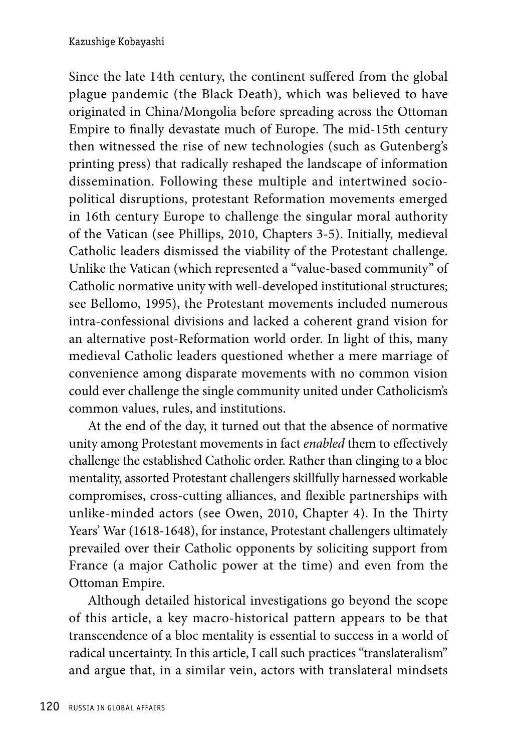Since the late 14th century, the continent suffered from the global plague pandemic (the Black Death), which was believed to have originated in China/Mongolia before spreading across the Ottoman Empire to finally devastate much of Europe. The mid-15th century then witnessed the rise of new technologies (such as Gutenberg's printing press) that radically reshaped the landscape of information dissemination. Following these multiple and intertwined socio-political disruptions, protestant Reformation movements emerged in 16th century Europe to challenge the singular moral authority of the Vatican (see Phillips, 2010, Chapters 3-5). Initially, medieval Catholic leaders dismissed the viability of the Protestant challenge. Unlike the Vatican (which represented a "value-based community" of Catholic normative unity with well-developed institutional structures; see Bellomo, 1995), the Protestant movements included numerous intra-confessional divisions and lacked a coherent grand vision for an alternative post-Reformation world order. In light of this, many medieval Catholic leaders questioned whether a mere marriage of convenience among disparate movements with no common vision could ever challenge the single community united under Catholicism's common values, rules, and institutions.

At the end of the day, it turned out that the absence of normative unity among Protestant movements in fact *enabled* them to effectively challenge the established Catholic order. Rather than clinging to a bloc mentality, assorted Protestant challengers skillfully harnessed workable compromises, cross-cutting alliances, and flexible partnerships with unlike-minded actors (see Owen, 2010, Chapter 4). In the Thirty Years' War (1618-1648), for instance, Protestant challengers ultimately prevailed over their Catholic opponents by soliciting support from France (a major Catholic power at the time) and even from the Ottoman Empire.

Although detailed historical investigations go beyond the scope of this article, a key macro-historical pattern appears to be that transcendence of a bloc mentality is essential to success in a world of radical uncertainty. In this article, I call such practices "translateralism" and argue that, in a similar vein, actors with translateral mindsets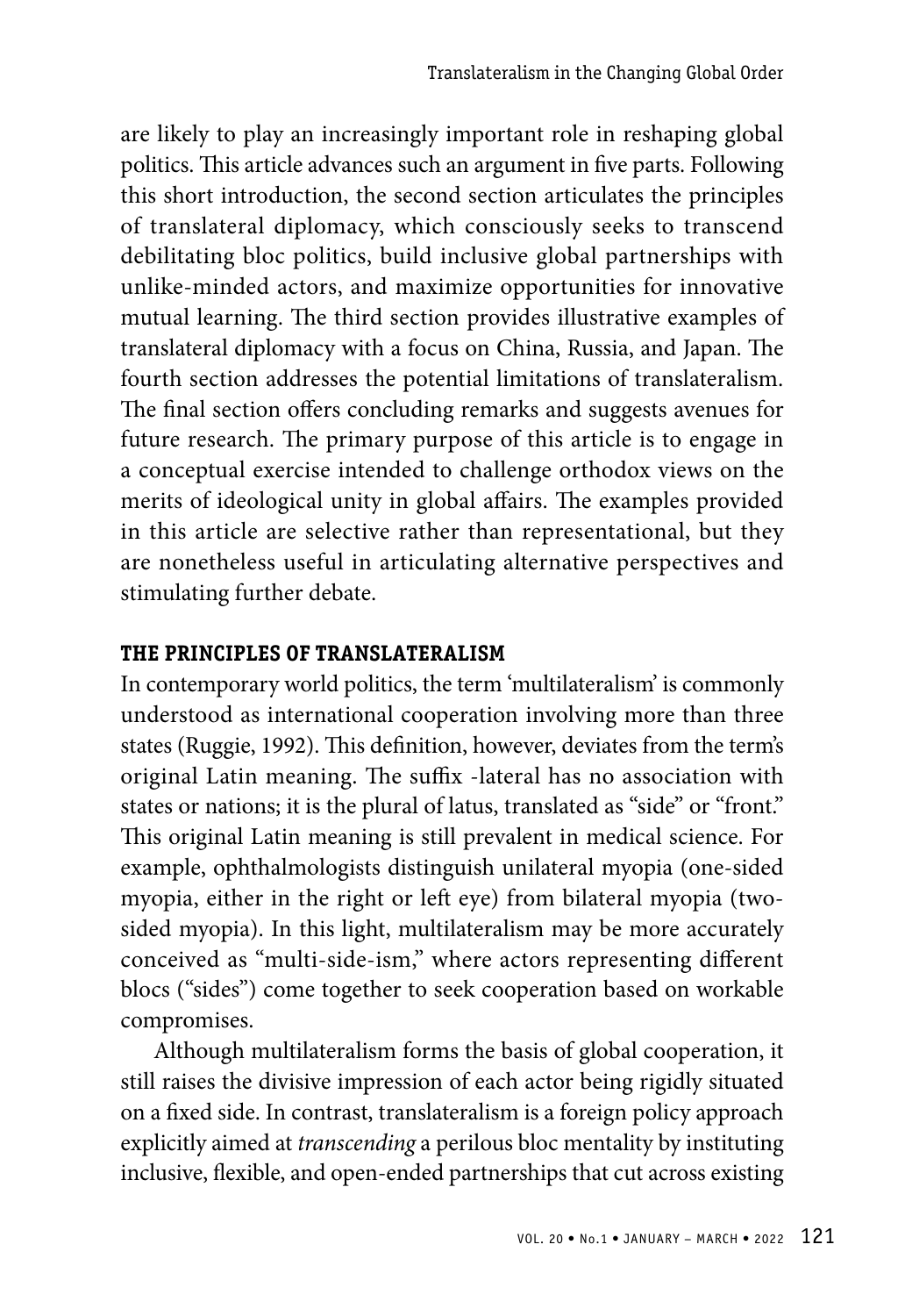are likely to play an increasingly important role in reshaping global politics. This article advances such an argument in five parts. Following this short introduction, the second section articulates the principles of translateral diplomacy, which consciously seeks to transcend debilitating bloc politics, build inclusive global partnerships with unlike-minded actors, and maximize opportunities for innovative mutual learning. The third section provides illustrative examples of translateral diplomacy with a focus on China, Russia, and Japan. The fourth section addresses the potential limitations of translateralism. The final section offers concluding remarks and suggests avenues for future research. The primary purpose of this article is to engage in a conceptual exercise intended to challenge orthodox views on the merits of ideological unity in global affairs. The examples provided in this article are selective rather than representational, but they are nonetheless useful in articulating alternative perspectives and stimulating further debate.

## THE PRINCIPLES OF TRANSLATERALISM

In contemporary world politics, the term 'multilateralism' is commonly understood as international cooperation involving more than three states (Ruggie, 1992). This definition, however, deviates from the term's original Latin meaning. The suffix -lateral has no association with states or nations; it is the plural of latus, translated as "side" or "front." This original Latin meaning is still prevalent in medical science. For example, ophthalmologists distinguish unilateral myopia (one-sided myopia, either in the right or left eye) from bilateral myopia (two-sided myopia). In this light, multilateralism may be more accurately conceived as "multi-side-ism," where actors representing different blocs ("sides") come together to seek cooperation based on workable compromises.

Although multilateralism forms the basis of global cooperation, it still raises the divisive impression of each actor being rigidly situated on a fixed side. In contrast, translateralism is a foreign policy approach explicitly aimed at *transcending* a perilous bloc mentality by instituting inclusive, flexible, and open-ended partnerships that cut across existing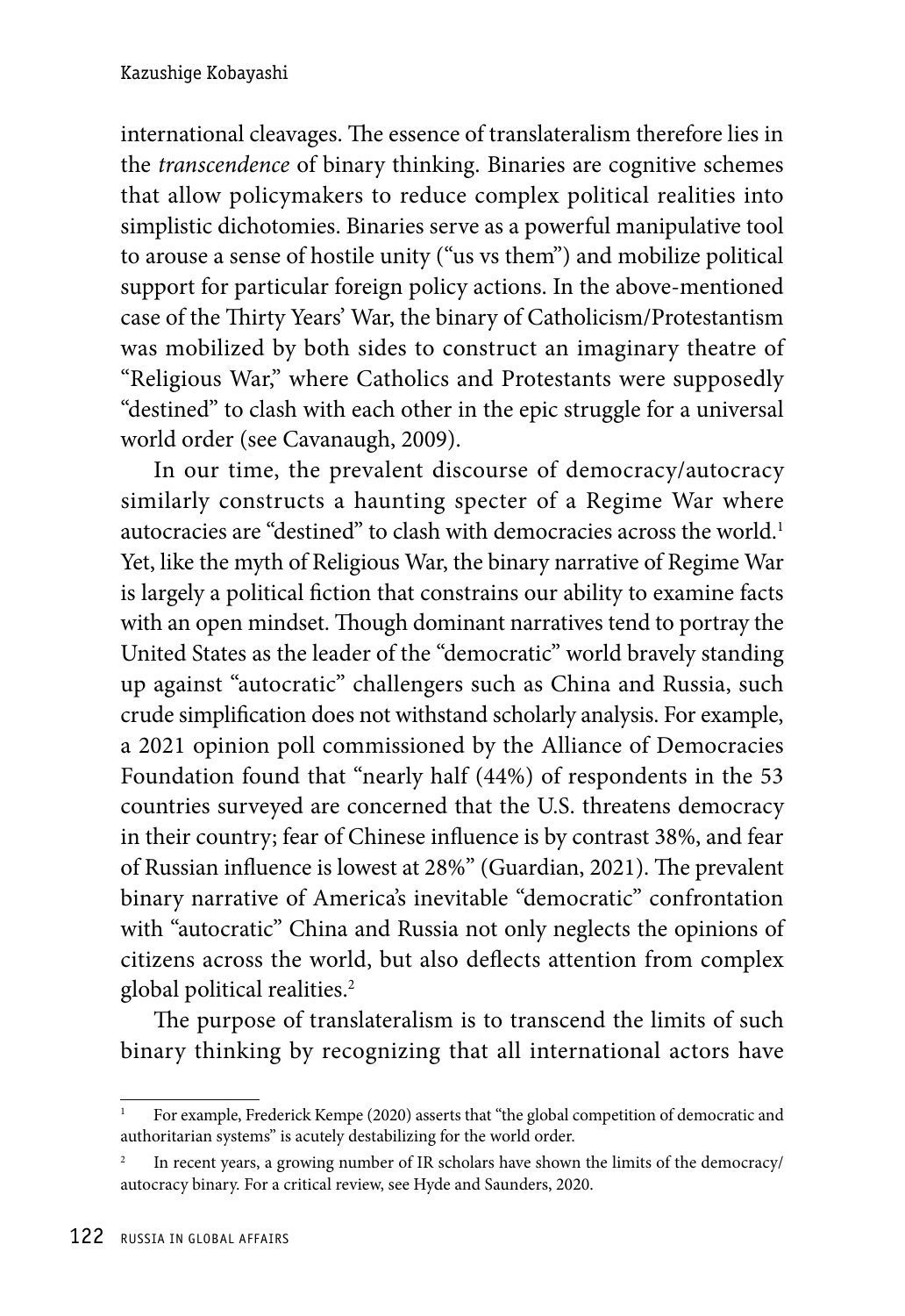international cleavages. The essence of translateralism therefore lies in the *transcendence* of binary thinking. Binaries are cognitive schemes that allow policymakers to reduce complex political realities into simplistic dichotomies. Binaries serve as a powerful manipulative tool to arouse a sense of hostile unity ("us vs them") and mobilize political support for particular foreign policy actions. In the above-mentioned case of the Thirty Years' War, the binary of Catholicism/Protestantism was mobilized by both sides to construct an imaginary theatre of "Religious War," where Catholics and Protestants were supposedly "destined" to clash with each other in the epic struggle for a universal world order (see Cavanaugh, 2009).

In our time, the prevalent discourse of democracy/autocracy similarly constructs a haunting specter of a Regime War where autocracies are "destined" to clash with democracies across the world.[1] Yet, like the myth of Religious War, the binary narrative of Regime War is largely a political fiction that constrains our ability to examine facts with an open mindset. Though dominant narratives tend to portray the United States as the leader of the "democratic" world bravely standing up against "autocratic" challengers such as China and Russia, such crude simplification does not withstand scholarly analysis. For example, a 2021 opinion poll commissioned by the Alliance of Democracies Foundation found that "nearly half (44%) of respondents in the 53 countries surveyed are concerned that the U.S. threatens democracy in their country; fear of Chinese influence is by contrast 38%, and fear of Russian influence is lowest at 28%" (Guardian, 2021). The prevalent binary narrative of America's inevitable "democratic" confrontation with "autocratic" China and Russia not only neglects the opinions of citizens across the world, but also deflects attention from complex global political realities.[2]

The purpose of translateralism is to transcend the limits of such binary thinking by recognizing that all international actors have

---

[1] For example, Frederick Kempe (2020) asserts that "the global competition of democratic and authoritarian systems" is acutely destabilizing for the world order.

[2] In recent years, a growing number of IR scholars have shown the limits of the democracy/autocracy binary. For a critical review, see Hyde and Saunders, 2020.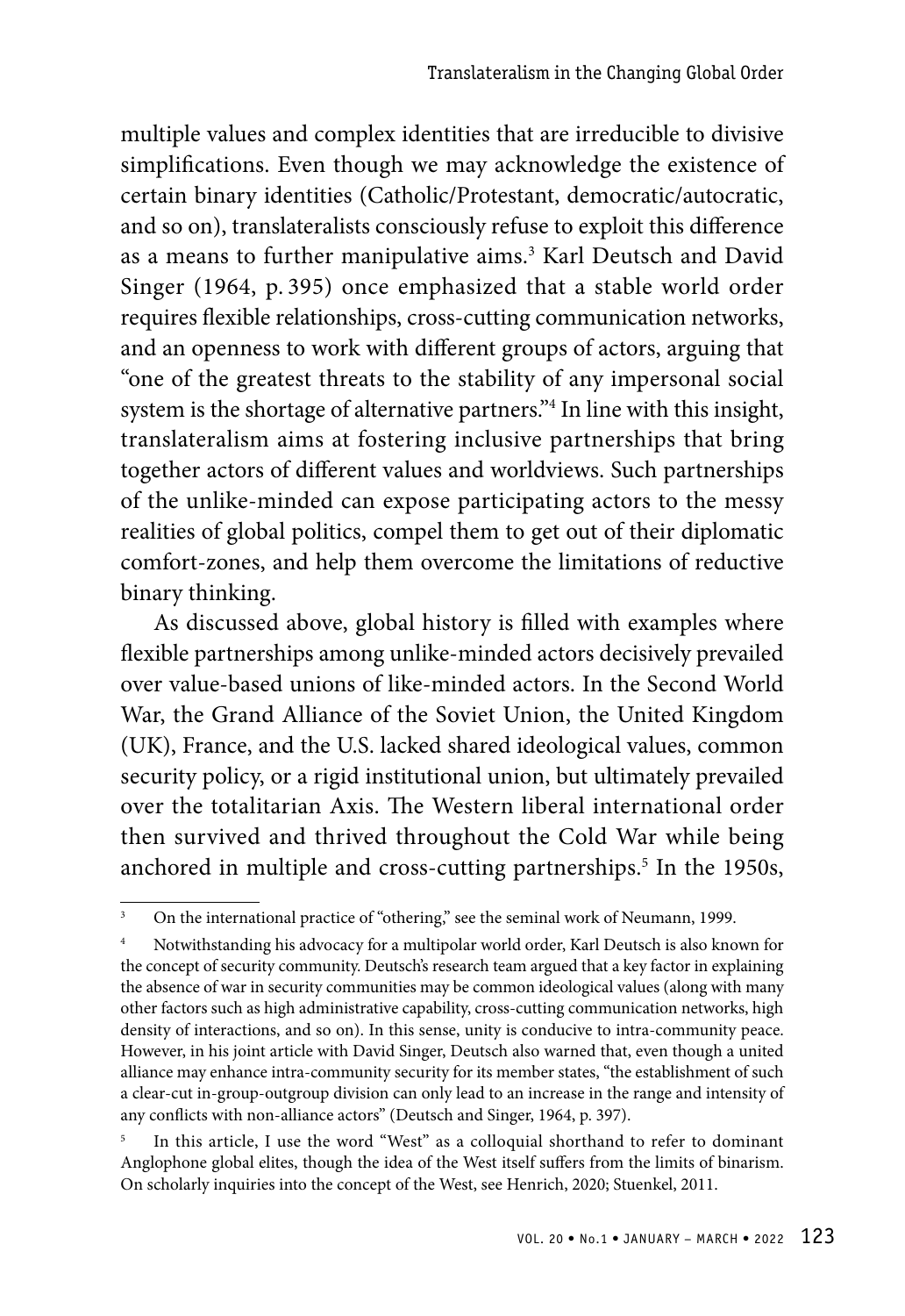multiple values and complex identities that are irreducible to divisive simplifications. Even though we may acknowledge the existence of certain binary identities (Catholic/Protestant, democratic/autocratic, and so on), translateralists consciously refuse to exploit this difference as a means to further manipulative aims.[3] Karl Deutsch and David Singer (1964, p. 395) once emphasized that a stable world order requires flexible relationships, cross-cutting communication networks, and an openness to work with different groups of actors, arguing that "one of the greatest threats to the stability of any impersonal social system is the shortage of alternative partners."[4] In line with this insight, translateralism aims at fostering inclusive partnerships that bring together actors of different values and worldviews. Such partnerships of the unlike-minded can expose participating actors to the messy realities of global politics, compel them to get out of their diplomatic comfort-zones, and help them overcome the limitations of reductive binary thinking.

As discussed above, global history is filled with examples where flexible partnerships among unlike-minded actors decisively prevailed over value-based unions of like-minded actors. In the Second World War, the Grand Alliance of the Soviet Union, the United Kingdom (UK), France, and the U.S. lacked shared ideological values, common security policy, or a rigid institutional union, but ultimately prevailed over the totalitarian Axis. The Western liberal international order then survived and thrived throughout the Cold War while being anchored in multiple and cross-cutting partnerships.[5] In the 1950s,

---

[3] On the international practice of "othering," see the seminal work of Neumann, 1999.

[4] Notwithstanding his advocacy for a multipolar world order, Karl Deutsch is also known for the concept of security community. Deutsch's research team argued that a key factor in explaining the absence of war in security communities may be common ideological values (along with many other factors such as high administrative capability, cross-cutting communication networks, high density of interactions, and so on). In this sense, unity is conducive to intra-community peace. However, in his joint article with David Singer, Deutsch also warned that, even though a united alliance may enhance intra-community security for its member states, "the establishment of such a clear-cut in-group-outgroup division can only lead to an increase in the range and intensity of any conflicts with non-alliance actors" (Deutsch and Singer, 1964, p. 397).

[5] In this article, I use the word "West" as a colloquial shorthand to refer to dominant Anglophone global elites, though the idea of the West itself suffers from the limits of binarism. On scholarly inquiries into the concept of the West, see Henrich, 2020; Stuenkel, 2011.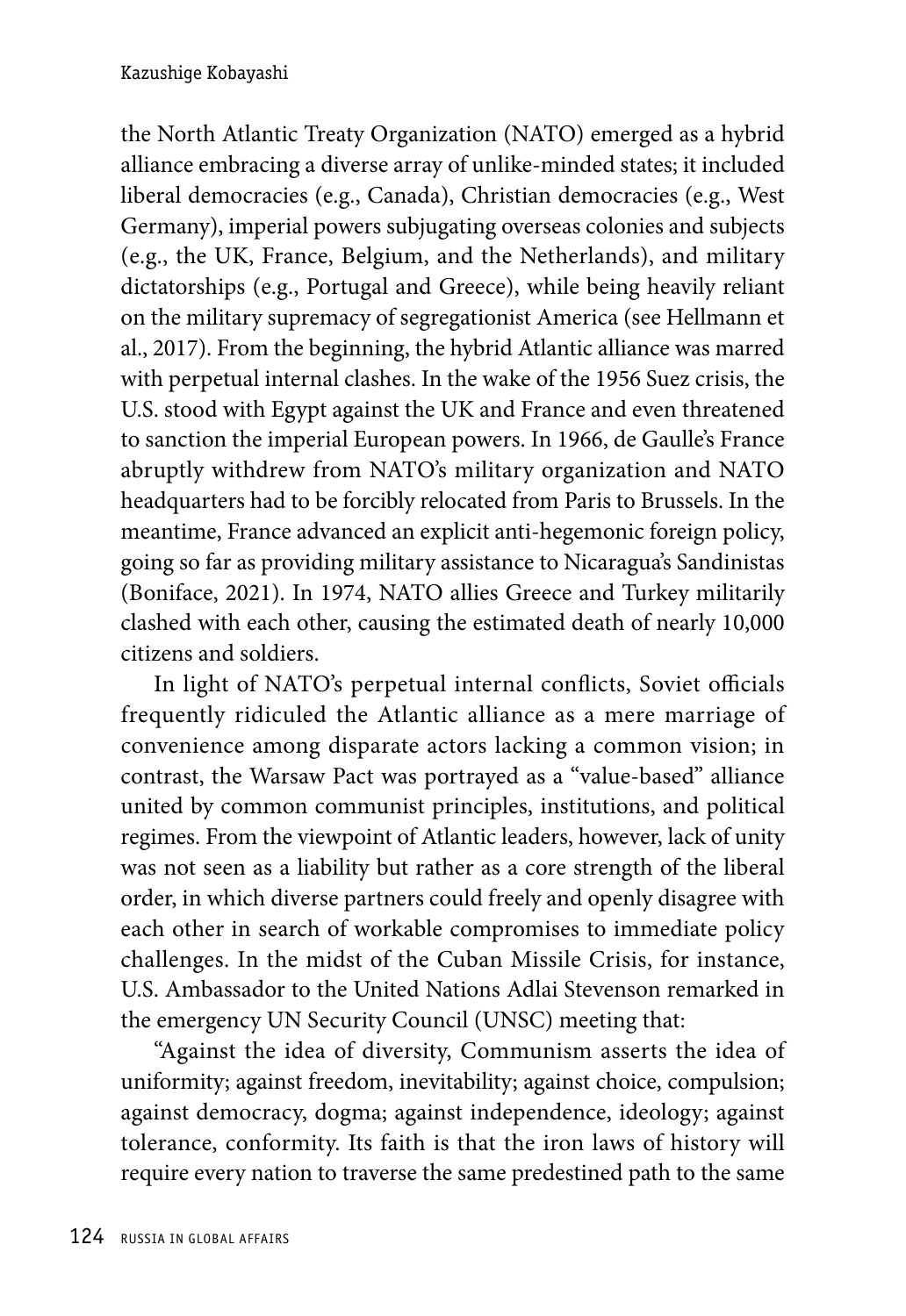the North Atlantic Treaty Organization (NATO) emerged as a hybrid alliance embracing a diverse array of unlike-minded states; it included liberal democracies (e.g., Canada), Christian democracies (e.g., West Germany), imperial powers subjugating overseas colonies and subjects (e.g., the UK, France, Belgium, and the Netherlands), and military dictatorships (e.g., Portugal and Greece), while being heavily reliant on the military supremacy of segregationist America (see Hellmann et al., 2017). From the beginning, the hybrid Atlantic alliance was marred with perpetual internal clashes. In the wake of the 1956 Suez crisis, the U.S. stood with Egypt against the UK and France and even threatened to sanction the imperial European powers. In 1966, de Gaulle's France abruptly withdrew from NATO's military organization and NATO headquarters had to be forcibly relocated from Paris to Brussels. In the meantime, France advanced an explicit anti-hegemonic foreign policy, going so far as providing military assistance to Nicaragua's Sandinistas (Boniface, 2021). In 1974, NATO allies Greece and Turkey militarily clashed with each other, causing the estimated death of nearly 10,000 citizens and soldiers.

In light of NATO's perpetual internal conflicts, Soviet officials frequently ridiculed the Atlantic alliance as a mere marriage of convenience among disparate actors lacking a common vision; in contrast, the Warsaw Pact was portrayed as a "value-based" alliance united by common communist principles, institutions, and political regimes. From the viewpoint of Atlantic leaders, however, lack of unity was not seen as a liability but rather as a core strength of the liberal order, in which diverse partners could freely and openly disagree with each other in search of workable compromises to immediate policy challenges. In the midst of the Cuban Missile Crisis, for instance, U.S. Ambassador to the United Nations Adlai Stevenson remarked in the emergency UN Security Council (UNSC) meeting that:

"Against the idea of diversity, Communism asserts the idea of uniformity; against freedom, inevitability; against choice, compulsion; against democracy, dogma; against independence, ideology; against tolerance, conformity. Its faith is that the iron laws of history will require every nation to traverse the same predestined path to the same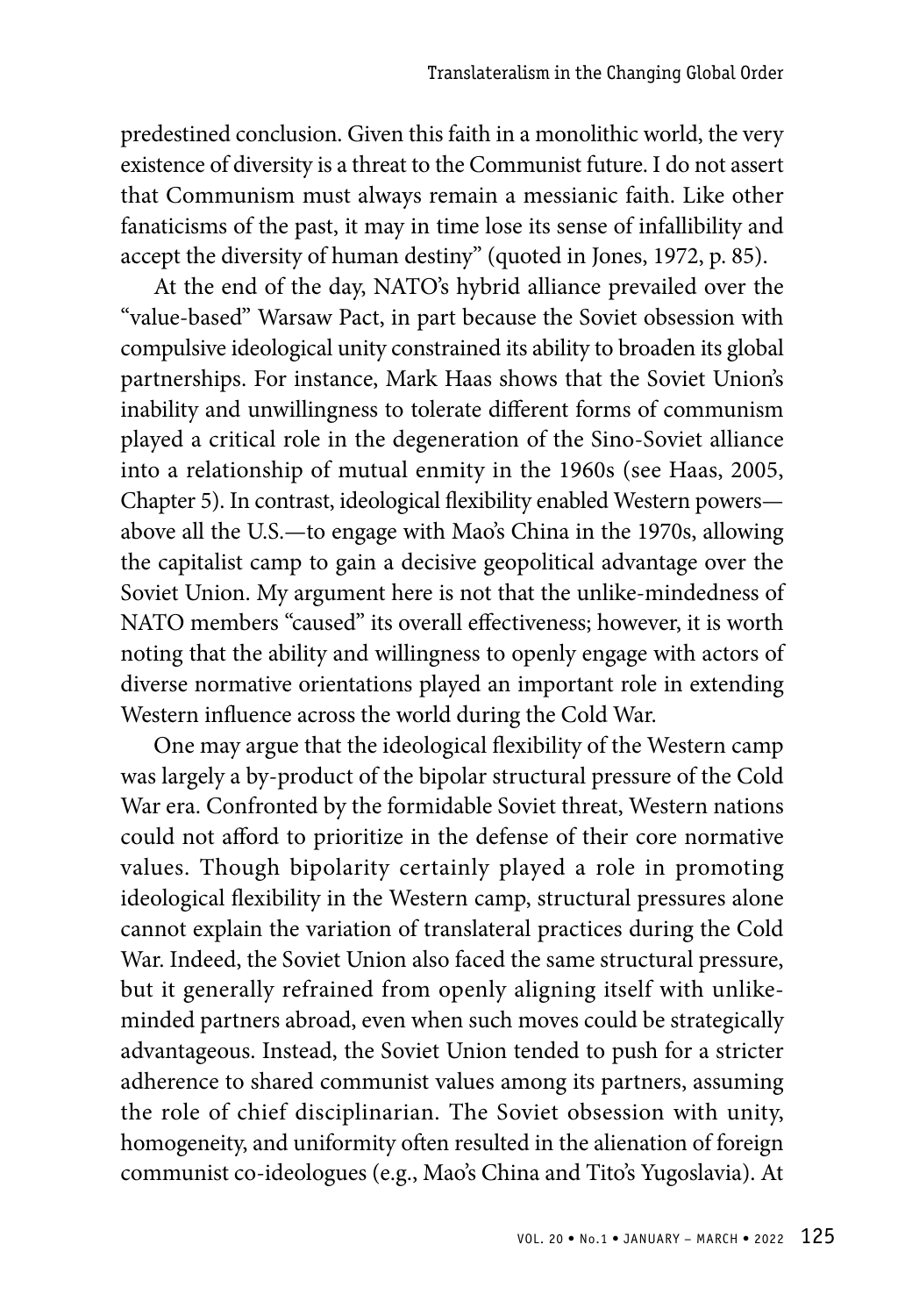predestined conclusion. Given this faith in a monolithic world, the very existence of diversity is a threat to the Communist future. I do not assert that Communism must always remain a messianic faith. Like other fanaticisms of the past, it may in time lose its sense of infallibility and accept the diversity of human destiny" (quoted in Jones, 1972, p. 85).

At the end of the day, NATO's hybrid alliance prevailed over the "value-based" Warsaw Pact, in part because the Soviet obsession with compulsive ideological unity constrained its ability to broaden its global partnerships. For instance, Mark Haas shows that the Soviet Union's inability and unwillingness to tolerate different forms of communism played a critical role in the degeneration of the Sino-Soviet alliance into a relationship of mutual enmity in the 1960s (see Haas, 2005, Chapter 5). In contrast, ideological flexibility enabled Western powers—above all the U.S.—to engage with Mao's China in the 1970s, allowing the capitalist camp to gain a decisive geopolitical advantage over the Soviet Union. My argument here is not that the unlike-mindedness of NATO members "caused" its overall effectiveness; however, it is worth noting that the ability and willingness to openly engage with actors of diverse normative orientations played an important role in extending Western influence across the world during the Cold War.

One may argue that the ideological flexibility of the Western camp was largely a by-product of the bipolar structural pressure of the Cold War era. Confronted by the formidable Soviet threat, Western nations could not afford to prioritize in the defense of their core normative values. Though bipolarity certainly played a role in promoting ideological flexibility in the Western camp, structural pressures alone cannot explain the variation of translateral practices during the Cold War. Indeed, the Soviet Union also faced the same structural pressure, but it generally refrained from openly aligning itself with unlike-minded partners abroad, even when such moves could be strategically advantageous. Instead, the Soviet Union tended to push for a stricter adherence to shared communist values among its partners, assuming the role of chief disciplinarian. The Soviet obsession with unity, homogeneity, and uniformity often resulted in the alienation of foreign communist co-ideologues (e.g., Mao's China and Tito's Yugoslavia). At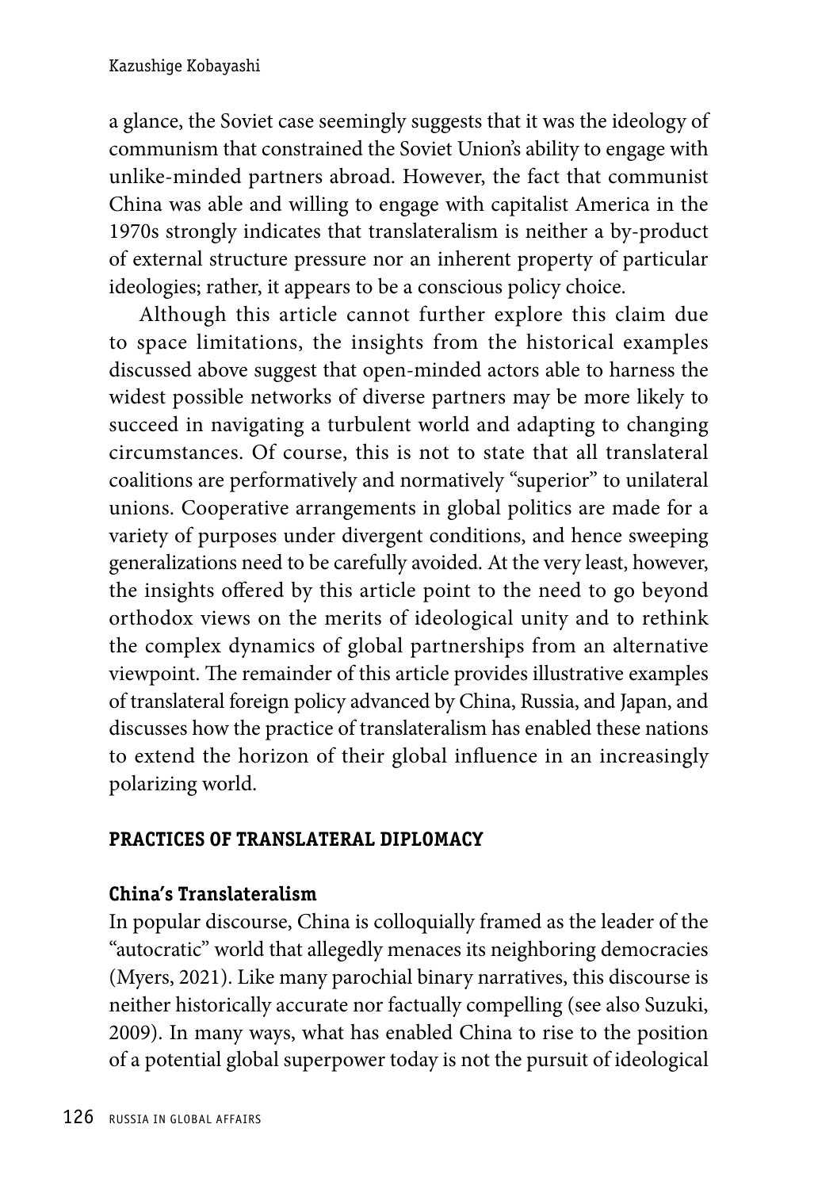a glance, the Soviet case seemingly suggests that it was the ideology of communism that constrained the Soviet Union's ability to engage with unlike-minded partners abroad. However, the fact that communist China was able and willing to engage with capitalist America in the 1970s strongly indicates that translateralism is neither a by-product of external structure pressure nor an inherent property of particular ideologies; rather, it appears to be a conscious policy choice.

Although this article cannot further explore this claim due to space limitations, the insights from the historical examples discussed above suggest that open-minded actors able to harness the widest possible networks of diverse partners may be more likely to succeed in navigating a turbulent world and adapting to changing circumstances. Of course, this is not to state that all translateral coalitions are performatively and normatively "superior" to unilateral unions. Cooperative arrangements in global politics are made for a variety of purposes under divergent conditions, and hence sweeping generalizations need to be carefully avoided. At the very least, however, the insights offered by this article point to the need to go beyond orthodox views on the merits of ideological unity and to rethink the complex dynamics of global partnerships from an alternative viewpoint. The remainder of this article provides illustrative examples of translateral foreign policy advanced by China, Russia, and Japan, and discusses how the practice of translateralism has enabled these nations to extend the horizon of their global influence in an increasingly polarizing world.

## PRACTICES OF TRANSLATERAL DIPLOMACY

### China's Translateralism

In popular discourse, China is colloquially framed as the leader of the "autocratic" world that allegedly menaces its neighboring democracies (Myers, 2021). Like many parochial binary narratives, this discourse is neither historically accurate nor factually compelling (see also Suzuki, 2009). In many ways, what has enabled China to rise to the position of a potential global superpower today is not the pursuit of ideological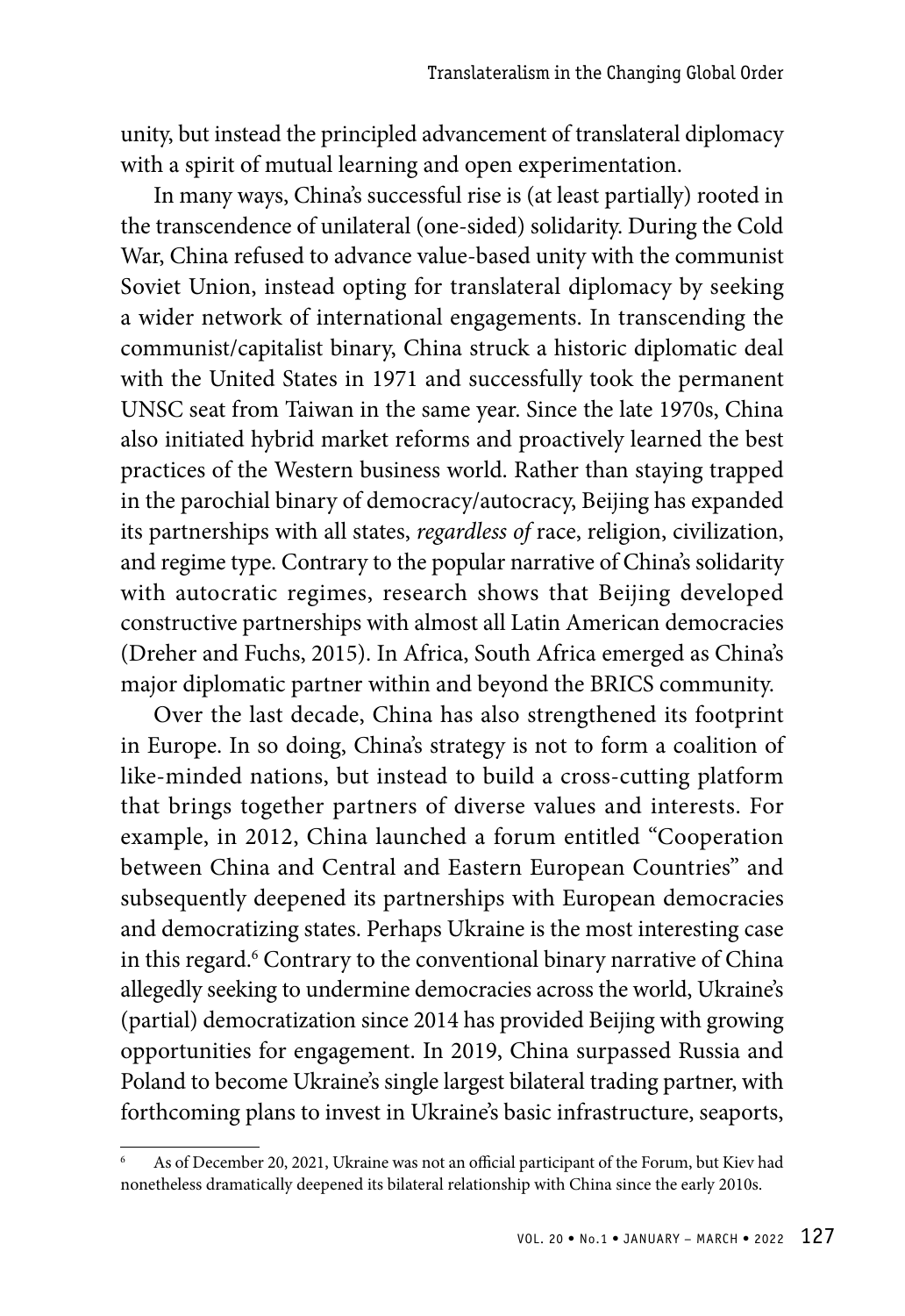unity, but instead the principled advancement of translateral diplomacy with a spirit of mutual learning and open experimentation.

In many ways, China's successful rise is (at least partially) rooted in the transcendence of unilateral (one-sided) solidarity. During the Cold War, China refused to advance value-based unity with the communist Soviet Union, instead opting for translateral diplomacy by seeking a wider network of international engagements. In transcending the communist/capitalist binary, China struck a historic diplomatic deal with the United States in 1971 and successfully took the permanent UNSC seat from Taiwan in the same year. Since the late 1970s, China also initiated hybrid market reforms and proactively learned the best practices of the Western business world. Rather than staying trapped in the parochial binary of democracy/autocracy, Beijing has expanded its partnerships with all states, *regardless of* race, religion, civilization, and regime type. Contrary to the popular narrative of China's solidarity with autocratic regimes, research shows that Beijing developed constructive partnerships with almost all Latin American democracies (Dreher and Fuchs, 2015). In Africa, South Africa emerged as China's major diplomatic partner within and beyond the BRICS community.

Over the last decade, China has also strengthened its footprint in Europe. In so doing, China's strategy is not to form a coalition of like-minded nations, but instead to build a cross-cutting platform that brings together partners of diverse values and interests. For example, in 2012, China launched a forum entitled "Cooperation between China and Central and Eastern European Countries" and subsequently deepened its partnerships with European democracies and democratizing states. Perhaps Ukraine is the most interesting case in this regard.[6] Contrary to the conventional binary narrative of China allegedly seeking to undermine democracies across the world, Ukraine's (partial) democratization since 2014 has provided Beijing with growing opportunities for engagement. In 2019, China surpassed Russia and Poland to become Ukraine's single largest bilateral trading partner, with forthcoming plans to invest in Ukraine's basic infrastructure, seaports,

[6] As of December 20, 2021, Ukraine was not an official participant of the Forum, but Kiev had nonetheless dramatically deepened its bilateral relationship with China since the early 2010s.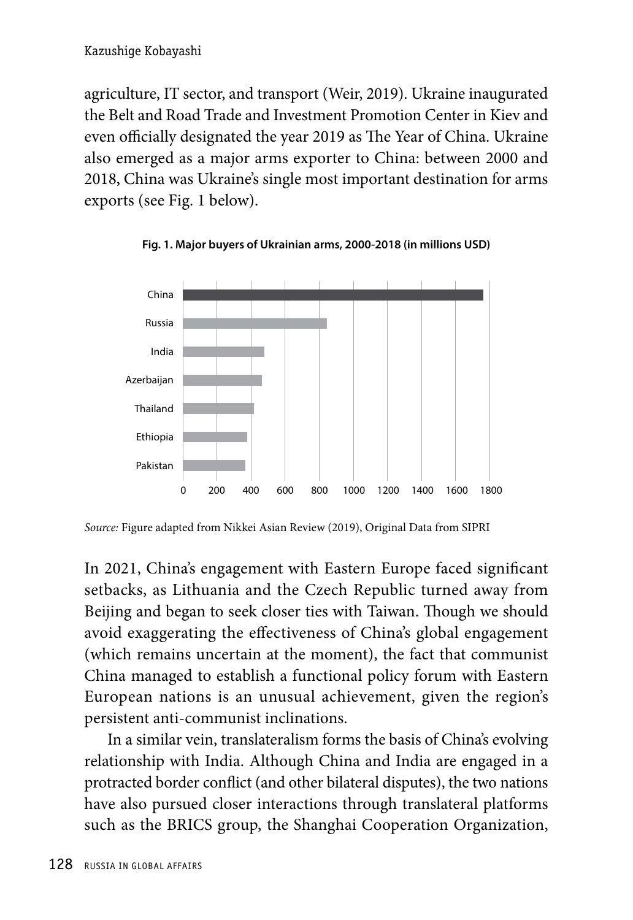agriculture, IT sector, and transport (Weir, 2019). Ukraine inaugurated the Belt and Road Trade and Investment Promotion Center in Kiev and even officially designated the year 2019 as The Year of China. Ukraine also emerged as a major arms exporter to China: between 2000 and 2018, China was Ukraine's single most important destination for arms exports (see Fig. 1 below).

**Fig. 1. Major buyers of Ukrainian arms, 2000-2018 (in millions USD)**

*Source:* Figure adapted from Nikkei Asian Review (2019), Original Data from SIPRI

In 2021, China's engagement with Eastern Europe faced significant setbacks, as Lithuania and the Czech Republic turned away from Beijing and began to seek closer ties with Taiwan. Though we should avoid exaggerating the effectiveness of China's global engagement (which remains uncertain at the moment), the fact that communist China managed to establish a functional policy forum with Eastern European nations is an unusual achievement, given the region's persistent anti-communist inclinations.

In a similar vein, translateralism forms the basis of China's evolving relationship with India. Although China and India are engaged in a protracted border conflict (and other bilateral disputes), the two nations have also pursued closer interactions through translateral platforms such as the BRICS group, the Shanghai Cooperation Organization,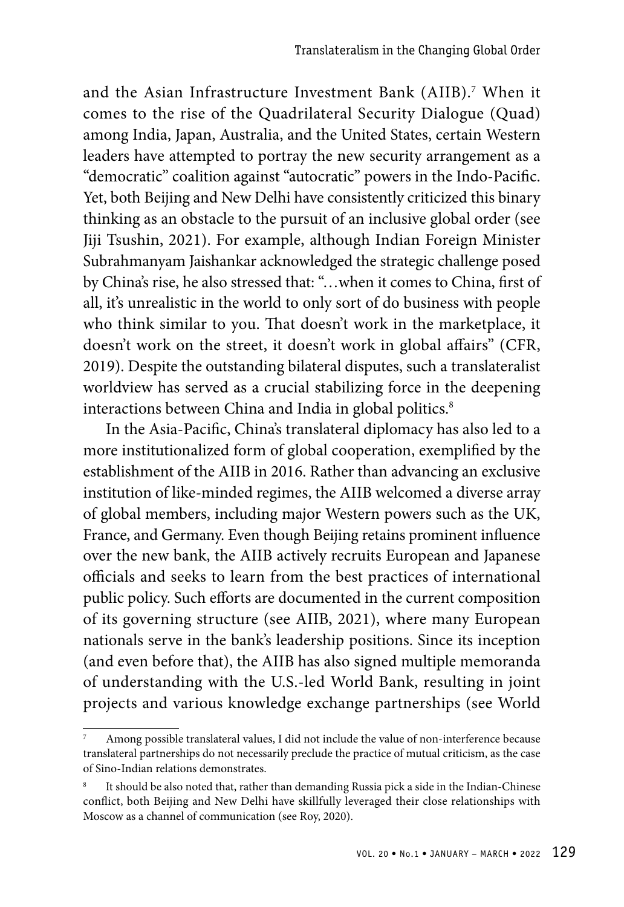and the Asian Infrastructure Investment Bank (AIIB).[7] When it comes to the rise of the Quadrilateral Security Dialogue (Quad) among India, Japan, Australia, and the United States, certain Western leaders have attempted to portray the new security arrangement as a "democratic" coalition against "autocratic" powers in the Indo-Pacific. Yet, both Beijing and New Delhi have consistently criticized this binary thinking as an obstacle to the pursuit of an inclusive global order (see Jiji Tsushin, 2021). For example, although Indian Foreign Minister Subrahmanyam Jaishankar acknowledged the strategic challenge posed by China's rise, he also stressed that: "…when it comes to China, first of all, it's unrealistic in the world to only sort of do business with people who think similar to you. That doesn't work in the marketplace, it doesn't work on the street, it doesn't work in global affairs" (CFR, 2019). Despite the outstanding bilateral disputes, such a translateralist worldview has served as a crucial stabilizing force in the deepening interactions between China and India in global politics.[8]

In the Asia-Pacific, China's translateral diplomacy has also led to a more institutionalized form of global cooperation, exemplified by the establishment of the AIIB in 2016. Rather than advancing an exclusive institution of like-minded regimes, the AIIB welcomed a diverse array of global members, including major Western powers such as the UK, France, and Germany. Even though Beijing retains prominent influence over the new bank, the AIIB actively recruits European and Japanese officials and seeks to learn from the best practices of international public policy. Such efforts are documented in the current composition of its governing structure (see AIIB, 2021), where many European nationals serve in the bank's leadership positions. Since its inception (and even before that), the AIIB has also signed multiple memoranda of understanding with the U.S.-led World Bank, resulting in joint projects and various knowledge exchange partnerships (see World

---

[7] Among possible translateral values, I did not include the value of non-interference because translateral partnerships do not necessarily preclude the practice of mutual criticism, as the case of Sino-Indian relations demonstrates.

[8] It should be also noted that, rather than demanding Russia pick a side in the Indian-Chinese conflict, both Beijing and New Delhi have skillfully leveraged their close relationships with Moscow as a channel of communication (see Roy, 2020).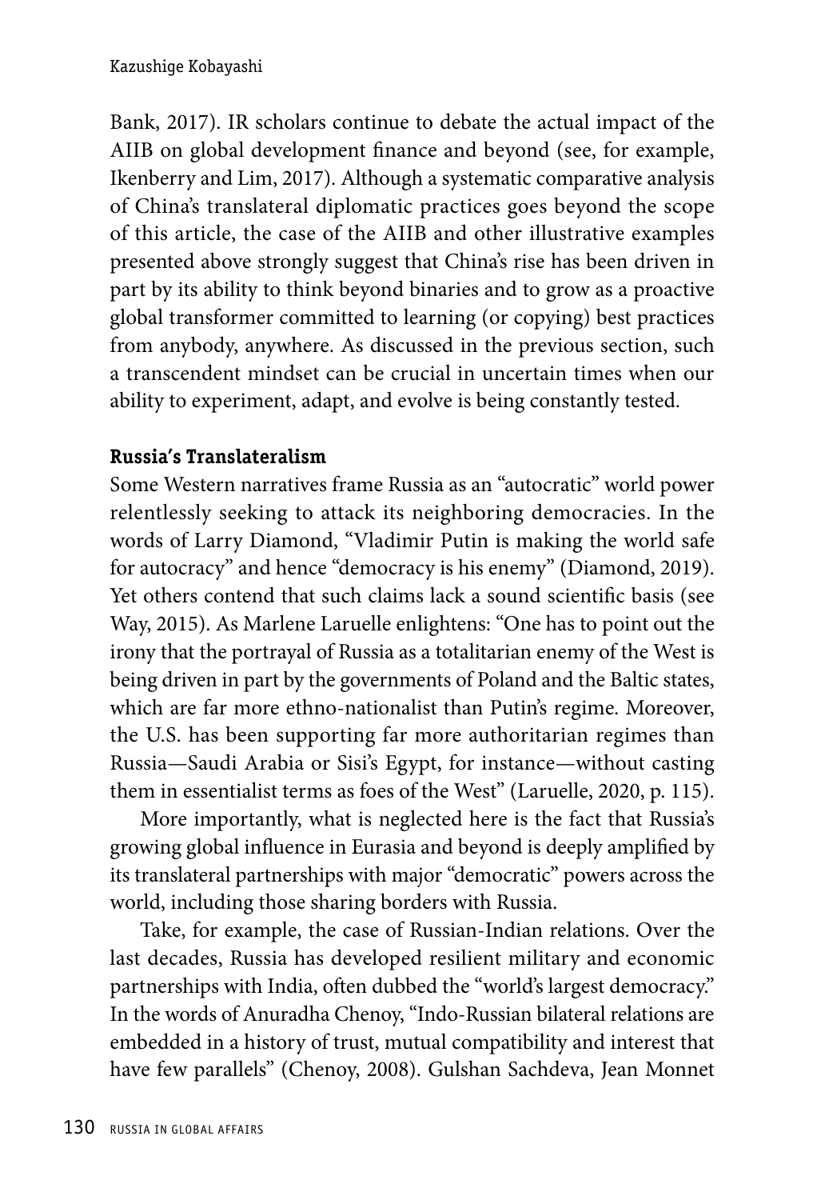Bank, 2017). IR scholars continue to debate the actual impact of the AIIB on global development finance and beyond (see, for example, Ikenberry and Lim, 2017). Although a systematic comparative analysis of China's translateral diplomatic practices goes beyond the scope of this article, the case of the AIIB and other illustrative examples presented above strongly suggest that China's rise has been driven in part by its ability to think beyond binaries and to grow as a proactive global transformer committed to learning (or copying) best practices from anybody, anywhere. As discussed in the previous section, such a transcendent mindset can be crucial in uncertain times when our ability to experiment, adapt, and evolve is being constantly tested.

**Russia's Translateralism**

Some Western narratives frame Russia as an "autocratic" world power relentlessly seeking to attack its neighboring democracies. In the words of Larry Diamond, "Vladimir Putin is making the world safe for autocracy" and hence "democracy is his enemy" (Diamond, 2019). Yet others contend that such claims lack a sound scientific basis (see Way, 2015). As Marlene Laruelle enlightens: "One has to point out the irony that the portrayal of Russia as a totalitarian enemy of the West is being driven in part by the governments of Poland and the Baltic states, which are far more ethno-nationalist than Putin's regime. Moreover, the U.S. has been supporting far more authoritarian regimes than Russia—Saudi Arabia or Sisi's Egypt, for instance—without casting them in essentialist terms as foes of the West" (Laruelle, 2020, p. 115).

More importantly, what is neglected here is the fact that Russia's growing global influence in Eurasia and beyond is deeply amplified by its translateral partnerships with major "democratic" powers across the world, including those sharing borders with Russia.

Take, for example, the case of Russian-Indian relations. Over the last decades, Russia has developed resilient military and economic partnerships with India, often dubbed the "world's largest democracy." In the words of Anuradha Chenoy, "Indo-Russian bilateral relations are embedded in a history of trust, mutual compatibility and interest that have few parallels" (Chenoy, 2008). Gulshan Sachdeva, Jean Monnet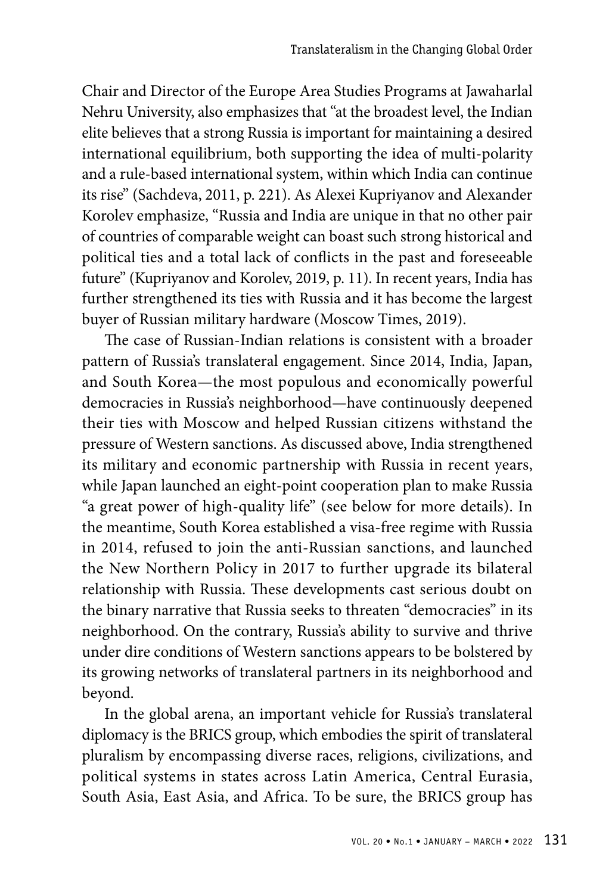Chair and Director of the Europe Area Studies Programs at Jawaharlal Nehru University, also emphasizes that "at the broadest level, the Indian elite believes that a strong Russia is important for maintaining a desired international equilibrium, both supporting the idea of multi-polarity and a rule-based international system, within which India can continue its rise" (Sachdeva, 2011, p. 221). As Alexei Kupriyanov and Alexander Korolev emphasize, "Russia and India are unique in that no other pair of countries of comparable weight can boast such strong historical and political ties and a total lack of conflicts in the past and foreseeable future" (Kupriyanov and Korolev, 2019, p. 11). In recent years, India has further strengthened its ties with Russia and it has become the largest buyer of Russian military hardware (Moscow Times, 2019).

The case of Russian-Indian relations is consistent with a broader pattern of Russia's translateral engagement. Since 2014, India, Japan, and South Korea—the most populous and economically powerful democracies in Russia's neighborhood—have continuously deepened their ties with Moscow and helped Russian citizens withstand the pressure of Western sanctions. As discussed above, India strengthened its military and economic partnership with Russia in recent years, while Japan launched an eight-point cooperation plan to make Russia "a great power of high-quality life" (see below for more details). In the meantime, South Korea established a visa-free regime with Russia in 2014, refused to join the anti-Russian sanctions, and launched the New Northern Policy in 2017 to further upgrade its bilateral relationship with Russia. These developments cast serious doubt on the binary narrative that Russia seeks to threaten "democracies" in its neighborhood. On the contrary, Russia's ability to survive and thrive under dire conditions of Western sanctions appears to be bolstered by its growing networks of translateral partners in its neighborhood and beyond.

In the global arena, an important vehicle for Russia's translateral diplomacy is the BRICS group, which embodies the spirit of translateral pluralism by encompassing diverse races, religions, civilizations, and political systems in states across Latin America, Central Eurasia, South Asia, East Asia, and Africa. To be sure, the BRICS group has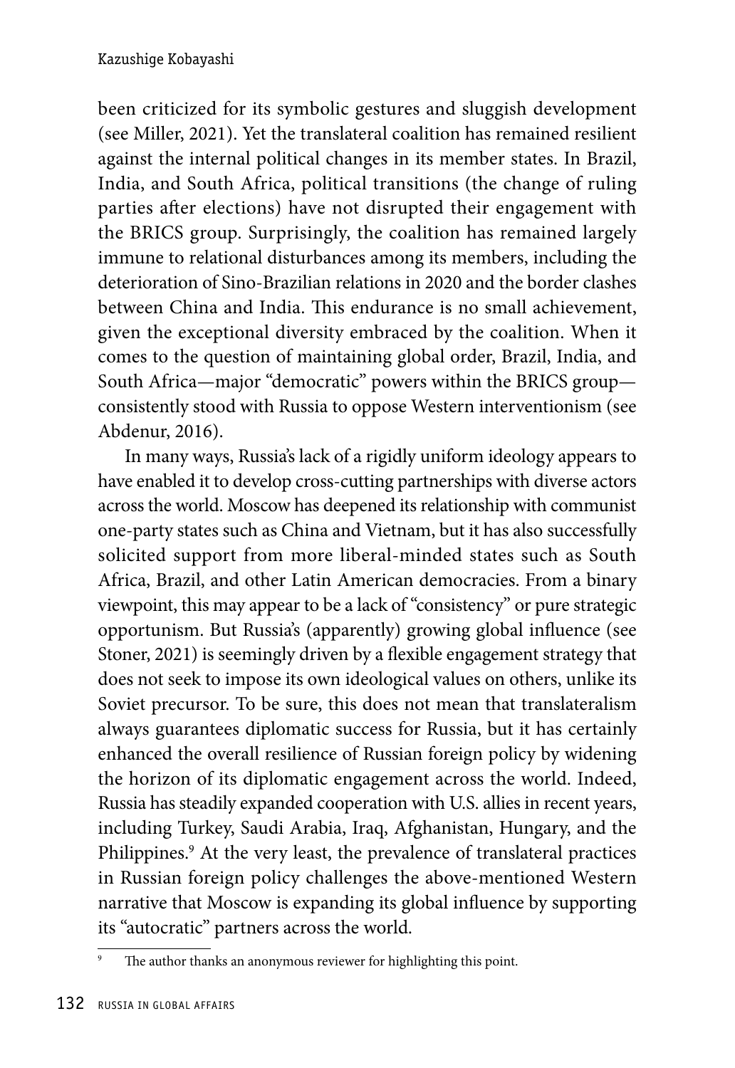been criticized for its symbolic gestures and sluggish development (see Miller, 2021). Yet the translateral coalition has remained resilient against the internal political changes in its member states. In Brazil, India, and South Africa, political transitions (the change of ruling parties after elections) have not disrupted their engagement with the BRICS group. Surprisingly, the coalition has remained largely immune to relational disturbances among its members, including the deterioration of Sino-Brazilian relations in 2020 and the border clashes between China and India. This endurance is no small achievement, given the exceptional diversity embraced by the coalition. When it comes to the question of maintaining global order, Brazil, India, and South Africa—major "democratic" powers within the BRICS group—consistently stood with Russia to oppose Western interventionism (see Abdenur, 2016).

In many ways, Russia's lack of a rigidly uniform ideology appears to have enabled it to develop cross-cutting partnerships with diverse actors across the world. Moscow has deepened its relationship with communist one-party states such as China and Vietnam, but it has also successfully solicited support from more liberal-minded states such as South Africa, Brazil, and other Latin American democracies. From a binary viewpoint, this may appear to be a lack of "consistency" or pure strategic opportunism. But Russia's (apparently) growing global influence (see Stoner, 2021) is seemingly driven by a flexible engagement strategy that does not seek to impose its own ideological values on others, unlike its Soviet precursor. To be sure, this does not mean that translateralism always guarantees diplomatic success for Russia, but it has certainly enhanced the overall resilience of Russian foreign policy by widening the horizon of its diplomatic engagement across the world. Indeed, Russia has steadily expanded cooperation with U.S. allies in recent years, including Turkey, Saudi Arabia, Iraq, Afghanistan, Hungary, and the Philippines.[9] At the very least, the prevalence of translateral practices in Russian foreign policy challenges the above-mentioned Western narrative that Moscow is expanding its global influence by supporting its "autocratic" partners across the world.

---

[9] The author thanks an anonymous reviewer for highlighting this point.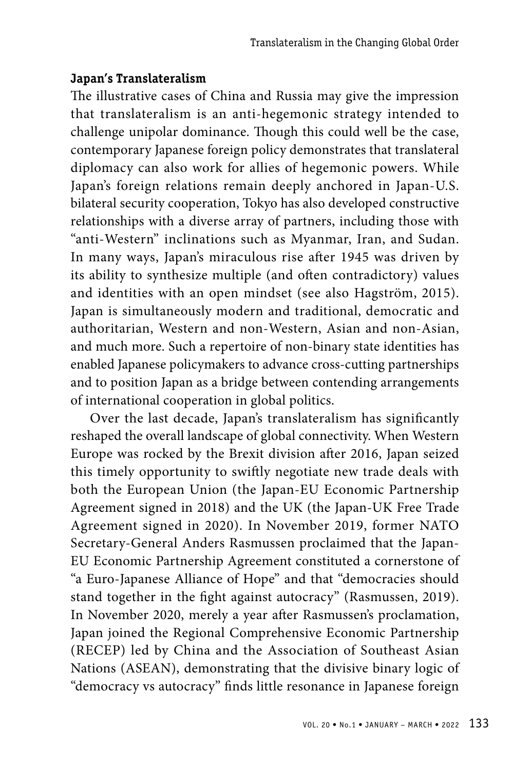**Japan's Translateralism**

The illustrative cases of China and Russia may give the impression that translateralism is an anti-hegemonic strategy intended to challenge unipolar dominance. Though this could well be the case, contemporary Japanese foreign policy demonstrates that translateral diplomacy can also work for allies of hegemonic powers. While Japan's foreign relations remain deeply anchored in Japan-U.S. bilateral security cooperation, Tokyo has also developed constructive relationships with a diverse array of partners, including those with "anti-Western" inclinations such as Myanmar, Iran, and Sudan. In many ways, Japan's miraculous rise after 1945 was driven by its ability to synthesize multiple (and often contradictory) values and identities with an open mindset (see also Hagström, 2015). Japan is simultaneously modern and traditional, democratic and authoritarian, Western and non-Western, Asian and non-Asian, and much more. Such a repertoire of non-binary state identities has enabled Japanese policymakers to advance cross-cutting partnerships and to position Japan as a bridge between contending arrangements of international cooperation in global politics.

Over the last decade, Japan's translateralism has significantly reshaped the overall landscape of global connectivity. When Western Europe was rocked by the Brexit division after 2016, Japan seized this timely opportunity to swiftly negotiate new trade deals with both the European Union (the Japan-EU Economic Partnership Agreement signed in 2018) and the UK (the Japan-UK Free Trade Agreement signed in 2020). In November 2019, former NATO Secretary-General Anders Rasmussen proclaimed that the Japan-EU Economic Partnership Agreement constituted a cornerstone of "a Euro-Japanese Alliance of Hope" and that "democracies should stand together in the fight against autocracy" (Rasmussen, 2019). In November 2020, merely a year after Rasmussen's proclamation, Japan joined the Regional Comprehensive Economic Partnership (RECEP) led by China and the Association of Southeast Asian Nations (ASEAN), demonstrating that the divisive binary logic of "democracy vs autocracy" finds little resonance in Japanese foreign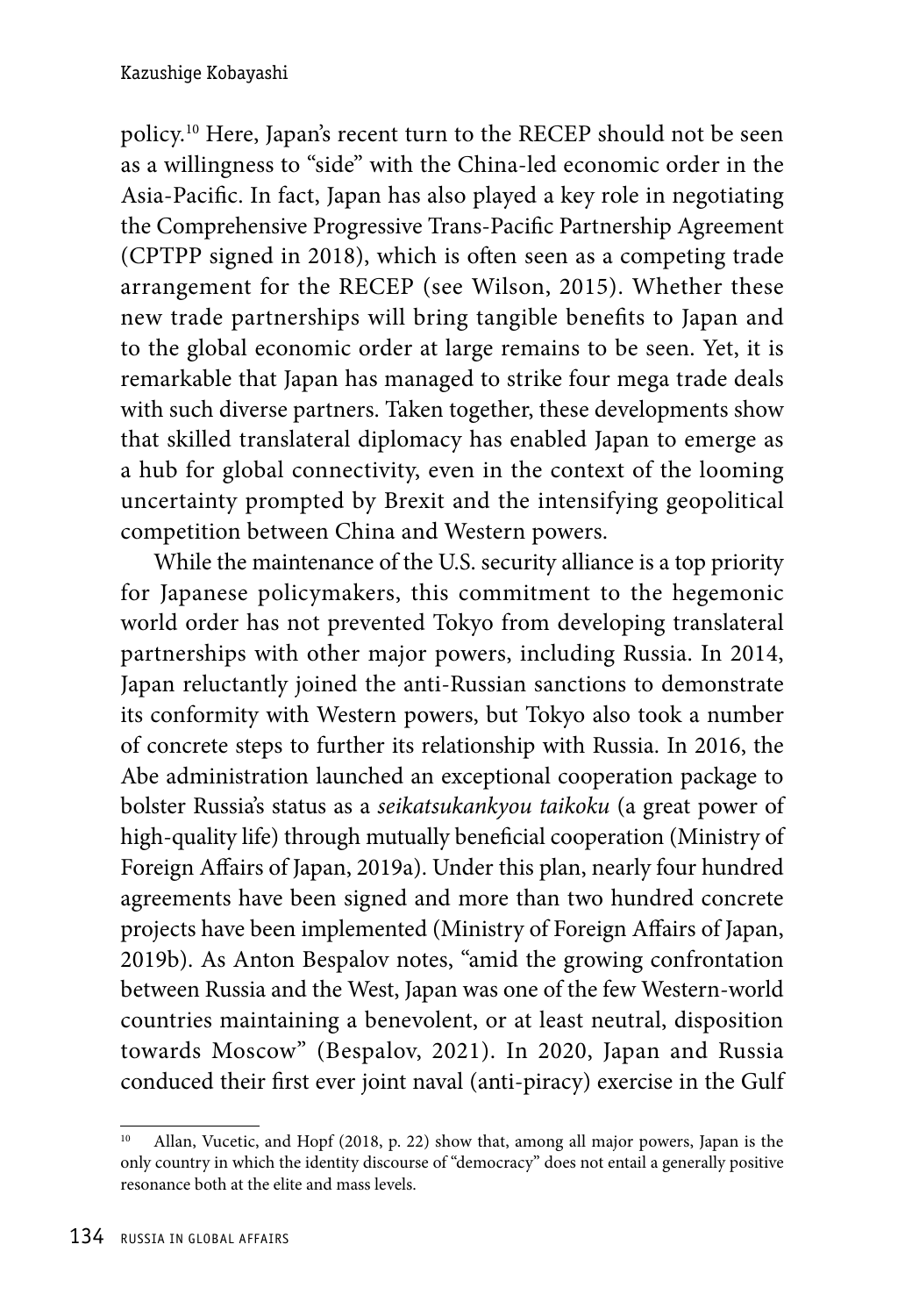policy.[10] Here, Japan's recent turn to the RECEP should not be seen as a willingness to "side" with the China-led economic order in the Asia-Pacific. In fact, Japan has also played a key role in negotiating the Comprehensive Progressive Trans-Pacific Partnership Agreement (CPTPP signed in 2018), which is often seen as a competing trade arrangement for the RECEP (see Wilson, 2015). Whether these new trade partnerships will bring tangible benefits to Japan and to the global economic order at large remains to be seen. Yet, it is remarkable that Japan has managed to strike four mega trade deals with such diverse partners. Taken together, these developments show that skilled translateral diplomacy has enabled Japan to emerge as a hub for global connectivity, even in the context of the looming uncertainty prompted by Brexit and the intensifying geopolitical competition between China and Western powers.

While the maintenance of the U.S. security alliance is a top priority for Japanese policymakers, this commitment to the hegemonic world order has not prevented Tokyo from developing translateral partnerships with other major powers, including Russia. In 2014, Japan reluctantly joined the anti-Russian sanctions to demonstrate its conformity with Western powers, but Tokyo also took a number of concrete steps to further its relationship with Russia. In 2016, the Abe administration launched an exceptional cooperation package to bolster Russia's status as a *seikatsukankyou taikoku* (a great power of high-quality life) through mutually beneficial cooperation (Ministry of Foreign Affairs of Japan, 2019a). Under this plan, nearly four hundred agreements have been signed and more than two hundred concrete projects have been implemented (Ministry of Foreign Affairs of Japan, 2019b). As Anton Bespalov notes, "amid the growing confrontation between Russia and the West, Japan was one of the few Western-world countries maintaining a benevolent, or at least neutral, disposition towards Moscow" (Bespalov, 2021). In 2020, Japan and Russia conduced their first ever joint naval (anti-piracy) exercise in the Gulf

[10] Allan, Vucetic, and Hopf (2018, p. 22) show that, among all major powers, Japan is the only country in which the identity discourse of "democracy" does not entail a generally positive resonance both at the elite and mass levels.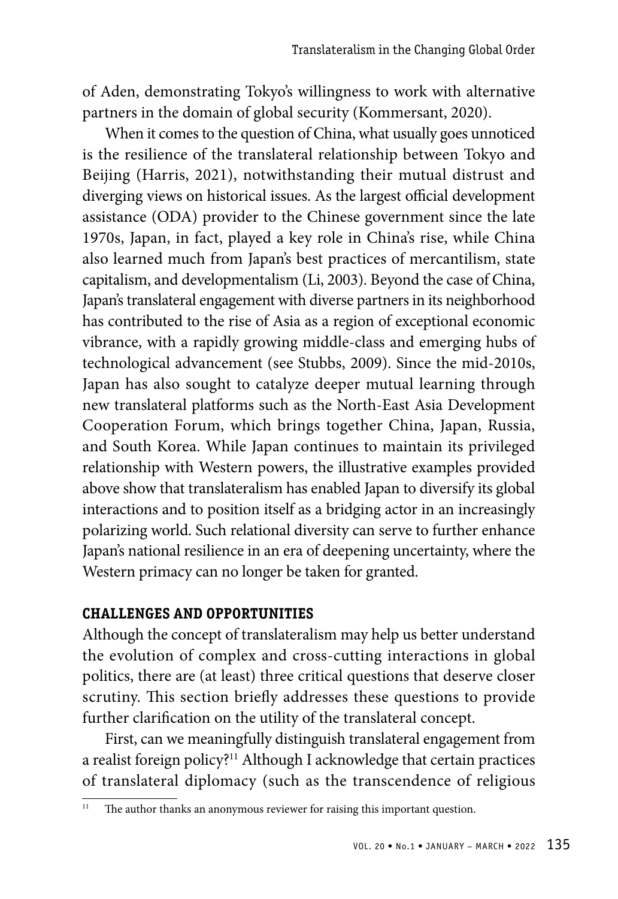of Aden, demonstrating Tokyo's willingness to work with alternative partners in the domain of global security (Kommersant, 2020).

When it comes to the question of China, what usually goes unnoticed is the resilience of the translateral relationship between Tokyo and Beijing (Harris, 2021), notwithstanding their mutual distrust and diverging views on historical issues. As the largest official development assistance (ODA) provider to the Chinese government since the late 1970s, Japan, in fact, played a key role in China's rise, while China also learned much from Japan's best practices of mercantilism, state capitalism, and developmentalism (Li, 2003). Beyond the case of China, Japan's translateral engagement with diverse partners in its neighborhood has contributed to the rise of Asia as a region of exceptional economic vibrance, with a rapidly growing middle-class and emerging hubs of technological advancement (see Stubbs, 2009). Since the mid-2010s, Japan has also sought to catalyze deeper mutual learning through new translateral platforms such as the North-East Asia Development Cooperation Forum, which brings together China, Japan, Russia, and South Korea. While Japan continues to maintain its privileged relationship with Western powers, the illustrative examples provided above show that translateralism has enabled Japan to diversify its global interactions and to position itself as a bridging actor in an increasingly polarizing world. Such relational diversity can serve to further enhance Japan's national resilience in an era of deepening uncertainty, where the Western primacy can no longer be taken for granted.

## CHALLENGES AND OPPORTUNITIES

Although the concept of translateralism may help us better understand the evolution of complex and cross-cutting interactions in global politics, there are (at least) three critical questions that deserve closer scrutiny. This section briefly addresses these questions to provide further clarification on the utility of the translateral concept.

First, can we meaningfully distinguish translateral engagement from a realist foreign policy?[11] Although I acknowledge that certain practices of translateral diplomacy (such as the transcendence of religious

[11] The author thanks an anonymous reviewer for raising this important question.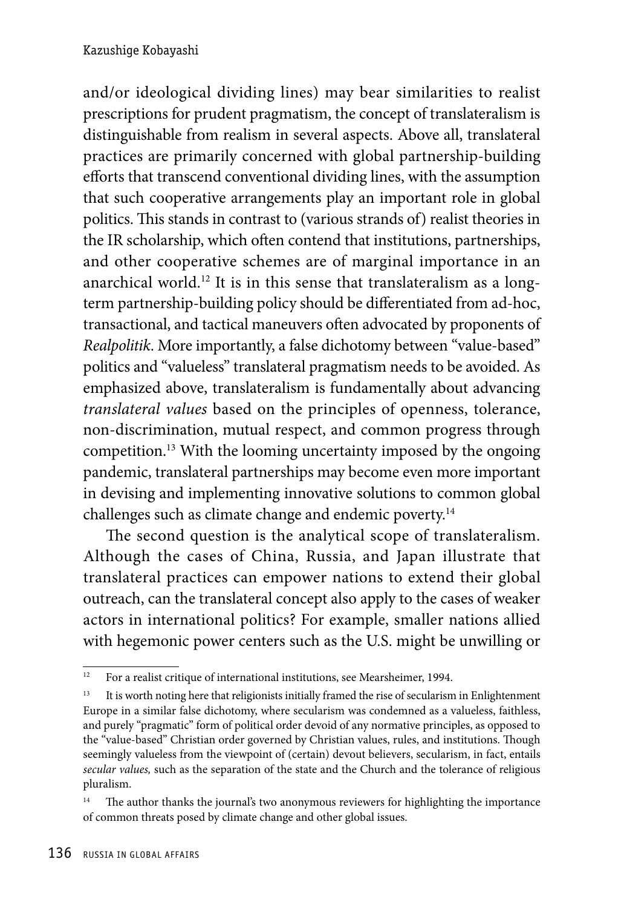and/or ideological dividing lines) may bear similarities to realist prescriptions for prudent pragmatism, the concept of translateralism is distinguishable from realism in several aspects. Above all, translateral practices are primarily concerned with global partnership-building efforts that transcend conventional dividing lines, with the assumption that such cooperative arrangements play an important role in global politics. This stands in contrast to (various strands of) realist theories in the IR scholarship, which often contend that institutions, partnerships, and other cooperative schemes are of marginal importance in an anarchical world.[12] It is in this sense that translateralism as a long-term partnership-building policy should be differentiated from ad-hoc, transactional, and tactical maneuvers often advocated by proponents of *Realpolitik*. More importantly, a false dichotomy between "value-based" politics and "valueless" translateral pragmatism needs to be avoided. As emphasized above, translateralism is fundamentally about advancing *translateral values* based on the principles of openness, tolerance, non-discrimination, mutual respect, and common progress through competition.[13] With the looming uncertainty imposed by the ongoing pandemic, translateral partnerships may become even more important in devising and implementing innovative solutions to common global challenges such as climate change and endemic poverty.[14]

The second question is the analytical scope of translateralism. Although the cases of China, Russia, and Japan illustrate that translateral practices can empower nations to extend their global outreach, can the translateral concept also apply to the cases of weaker actors in international politics? For example, smaller nations allied with hegemonic power centers such as the U.S. might be unwilling or

---

[12] For a realist critique of international institutions, see Mearsheimer, 1994.

[13] It is worth noting here that religionists initially framed the rise of secularism in Enlightenment Europe in a similar false dichotomy, where secularism was condemned as a valueless, faithless, and purely "pragmatic" form of political order devoid of any normative principles, as opposed to the "value-based" Christian order governed by Christian values, rules, and institutions. Though seemingly valueless from the viewpoint of (certain) devout believers, secularism, in fact, entails *secular values,* such as the separation of the state and the Church and the tolerance of religious pluralism.

[14] The author thanks the journal's two anonymous reviewers for highlighting the importance of common threats posed by climate change and other global issues.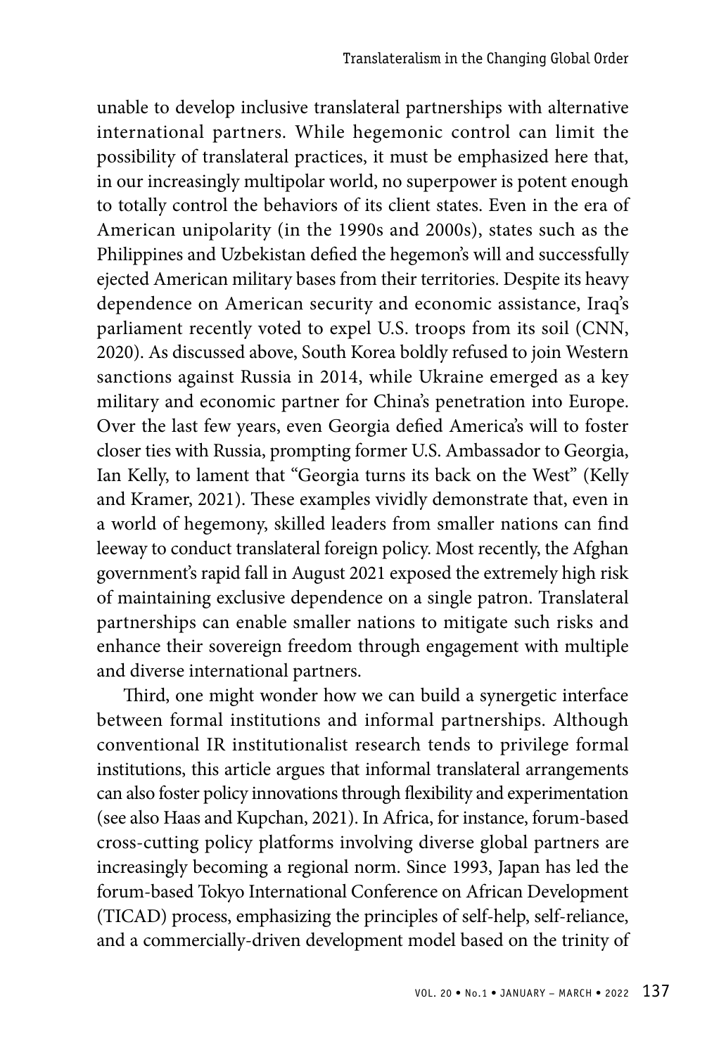unable to develop inclusive translateral partnerships with alternative international partners. While hegemonic control can limit the possibility of translateral practices, it must be emphasized here that, in our increasingly multipolar world, no superpower is potent enough to totally control the behaviors of its client states. Even in the era of American unipolarity (in the 1990s and 2000s), states such as the Philippines and Uzbekistan defied the hegemon's will and successfully ejected American military bases from their territories. Despite its heavy dependence on American security and economic assistance, Iraq's parliament recently voted to expel U.S. troops from its soil (CNN, 2020). As discussed above, South Korea boldly refused to join Western sanctions against Russia in 2014, while Ukraine emerged as a key military and economic partner for China's penetration into Europe. Over the last few years, even Georgia defied America's will to foster closer ties with Russia, prompting former U.S. Ambassador to Georgia, Ian Kelly, to lament that "Georgia turns its back on the West" (Kelly and Kramer, 2021). These examples vividly demonstrate that, even in a world of hegemony, skilled leaders from smaller nations can find leeway to conduct translateral foreign policy. Most recently, the Afghan government's rapid fall in August 2021 exposed the extremely high risk of maintaining exclusive dependence on a single patron. Translateral partnerships can enable smaller nations to mitigate such risks and enhance their sovereign freedom through engagement with multiple and diverse international partners.

Third, one might wonder how we can build a synergetic interface between formal institutions and informal partnerships. Although conventional IR institutionalist research tends to privilege formal institutions, this article argues that informal translateral arrangements can also foster policy innovations through flexibility and experimentation (see also Haas and Kupchan, 2021). In Africa, for instance, forum-based cross-cutting policy platforms involving diverse global partners are increasingly becoming a regional norm. Since 1993, Japan has led the forum-based Tokyo International Conference on African Development (TICAD) process, emphasizing the principles of self-help, self-reliance, and a commercially-driven development model based on the trinity of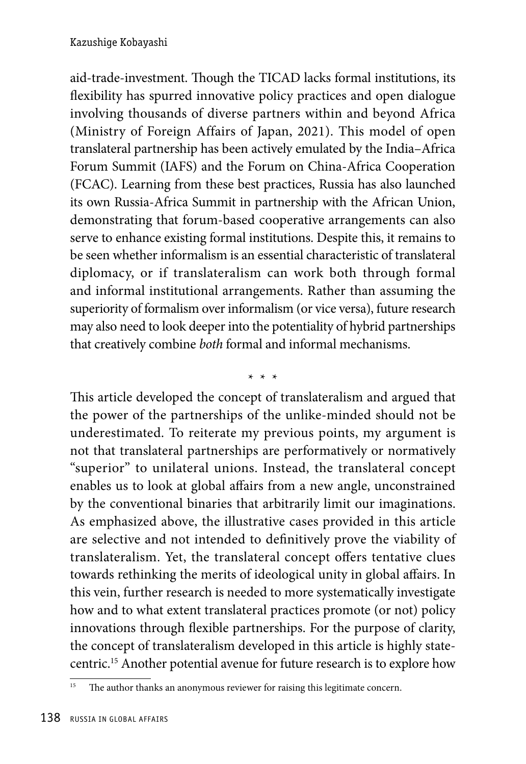aid-trade-investment. Though the TICAD lacks formal institutions, its flexibility has spurred innovative policy practices and open dialogue involving thousands of diverse partners within and beyond Africa (Ministry of Foreign Affairs of Japan, 2021). This model of open translateral partnership has been actively emulated by the India–Africa Forum Summit (IAFS) and the Forum on China-Africa Cooperation (FCAC). Learning from these best practices, Russia has also launched its own Russia-Africa Summit in partnership with the African Union, demonstrating that forum-based cooperative arrangements can also serve to enhance existing formal institutions. Despite this, it remains to be seen whether informalism is an essential characteristic of translateral diplomacy, or if translateralism can work both through formal and informal institutional arrangements. Rather than assuming the superiority of formalism over informalism (or vice versa), future research may also need to look deeper into the potentiality of hybrid partnerships that creatively combine *both* formal and informal mechanisms.

\* \* \*

This article developed the concept of translateralism and argued that the power of the partnerships of the unlike-minded should not be underestimated. To reiterate my previous points, my argument is not that translateral partnerships are performatively or normatively "superior" to unilateral unions. Instead, the translateral concept enables us to look at global affairs from a new angle, unconstrained by the conventional binaries that arbitrarily limit our imaginations. As emphasized above, the illustrative cases provided in this article are selective and not intended to definitively prove the viability of translateralism. Yet, the translateral concept offers tentative clues towards rethinking the merits of ideological unity in global affairs. In this vein, further research is needed to more systematically investigate how and to what extent translateral practices promote (or not) policy innovations through flexible partnerships. For the purpose of clarity, the concept of translateralism developed in this article is highly state-centric.[15] Another potential avenue for future research is to explore how

[15] The author thanks an anonymous reviewer for raising this legitimate concern.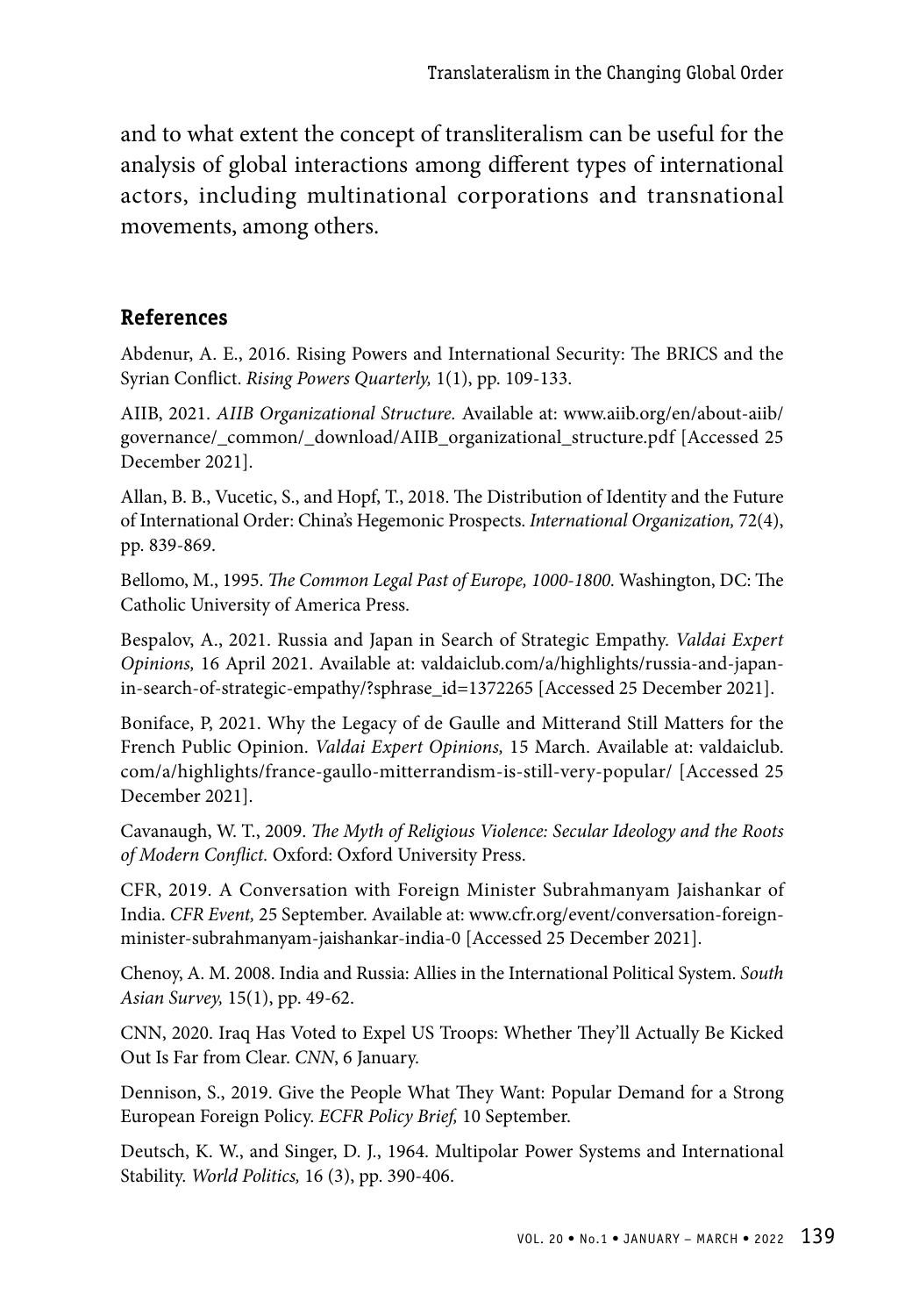and to what extent the concept of transliteralism can be useful for the analysis of global interactions among different types of international actors, including multinational corporations and transnational movements, among others.

## References

Abdenur, A. E., 2016. Rising Powers and International Security: The BRICS and the Syrian Conflict. *Rising Powers Quarterly,* 1(1), pp. 109-133.

AIIB, 2021. *AIIB Organizational Structure.* Available at: www.aiib.org/en/about-aiib/governance/_common/_download/AIIB_organizational_structure.pdf [Accessed 25 December 2021].

Allan, B. B., Vucetic, S., and Hopf, T., 2018. The Distribution of Identity and the Future of International Order: China's Hegemonic Prospects. *International Organization,* 72(4), pp. 839-869.

Bellomo, M., 1995. *The Common Legal Past of Europe, 1000-1800.* Washington, DC: The Catholic University of America Press.

Bespalov, A., 2021. Russia and Japan in Search of Strategic Empathy. *Valdai Expert Opinions,* 16 April 2021. Available at: valdaiclub.com/a/highlights/russia-and-japan-in-search-of-strategic-empathy/?sphrase_id=1372265 [Accessed 25 December 2021].

Boniface, P, 2021. Why the Legacy of de Gaulle and Mitterand Still Matters for the French Public Opinion. *Valdai Expert Opinions,* 15 March. Available at: valdaiclub.com/a/highlights/france-gaullo-mitterrandism-is-still-very-popular/ [Accessed 25 December 2021].

Cavanaugh, W. T., 2009. *The Myth of Religious Violence: Secular Ideology and the Roots of Modern Conflict.* Oxford: Oxford University Press.

CFR, 2019. A Conversation with Foreign Minister Subrahmanyam Jaishankar of India. *CFR Event,* 25 September. Available at: www.cfr.org/event/conversation-foreign-minister-subrahmanyam-jaishankar-india-0 [Accessed 25 December 2021].

Chenoy, A. M. 2008. India and Russia: Allies in the International Political System. *South Asian Survey,* 15(1), pp. 49-62.

CNN, 2020. Iraq Has Voted to Expel US Troops: Whether They'll Actually Be Kicked Out Is Far from Clear. *CNN*, 6 January.

Dennison, S., 2019. Give the People What They Want: Popular Demand for a Strong European Foreign Policy. *ECFR Policy Brief,* 10 September.

Deutsch, K. W., and Singer, D. J., 1964. Multipolar Power Systems and International Stability. *World Politics,* 16 (3), pp. 390-406.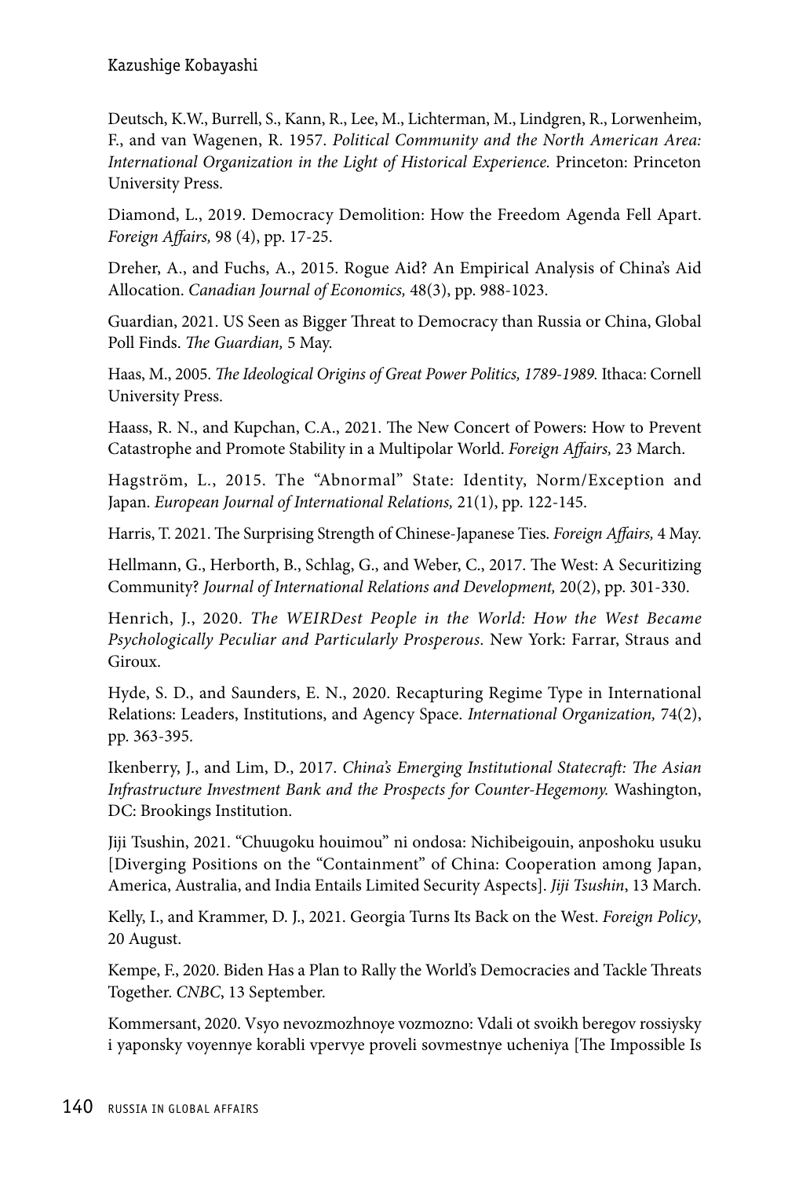Deutsch, K.W., Burrell, S., Kann, R., Lee, M., Lichterman, M., Lindgren, R., Lorwenheim, F., and van Wagenen, R. 1957. *Political Community and the North American Area: International Organization in the Light of Historical Experience.* Princeton: Princeton University Press.

Diamond, L., 2019. Democracy Demolition: How the Freedom Agenda Fell Apart. *Foreign Affairs,* 98 (4), pp. 17-25.

Dreher, A., and Fuchs, A., 2015. Rogue Aid? An Empirical Analysis of China's Aid Allocation. *Canadian Journal of Economics,* 48(3), pp. 988-1023.

Guardian, 2021. US Seen as Bigger Threat to Democracy than Russia or China, Global Poll Finds. *The Guardian,* 5 May.

Haas, M., 2005. *The Ideological Origins of Great Power Politics, 1789-1989.* Ithaca: Cornell University Press.

Haass, R. N., and Kupchan, C.A., 2021. The New Concert of Powers: How to Prevent Catastrophe and Promote Stability in a Multipolar World. *Foreign Affairs,* 23 March.

Hagström, L., 2015. The "Abnormal" State: Identity, Norm/Exception and Japan. *European Journal of International Relations,* 21(1), pp. 122-145.

Harris, T. 2021. The Surprising Strength of Chinese-Japanese Ties. *Foreign Affairs,* 4 May.

Hellmann, G., Herborth, B., Schlag, G., and Weber, C., 2017. The West: A Securitizing Community? *Journal of International Relations and Development,* 20(2), pp. 301-330.

Henrich, J., 2020. *The WEIRDest People in the World: How the West Became Psychologically Peculiar and Particularly Prosperous.* New York: Farrar, Straus and Giroux.

Hyde, S. D., and Saunders, E. N., 2020. Recapturing Regime Type in International Relations: Leaders, Institutions, and Agency Space. *International Organization,* 74(2), pp. 363-395.

Ikenberry, J., and Lim, D., 2017. *China's Emerging Institutional Statecraft: The Asian Infrastructure Investment Bank and the Prospects for Counter-Hegemony.* Washington, DC: Brookings Institution.

Jiji Tsushin, 2021. "Chuugoku houimou" ni ondosa: Nichibeigouin, anposhoku usuku [Diverging Positions on the "Containment" of China: Cooperation among Japan, America, Australia, and India Entails Limited Security Aspects]. *Jiji Tsushin*, 13 March.

Kelly, I., and Krammer, D. J., 2021. Georgia Turns Its Back on the West. *Foreign Policy*, 20 August.

Kempe, F., 2020. Biden Has a Plan to Rally the World's Democracies and Tackle Threats Together. *CNBC*, 13 September.

Kommersant, 2020. Vsyo nevozmozhnoye vozmozno: Vdali ot svoikh beregov rossiysky i yaponsky voyennye korabli vpervye proveli sovmestnye ucheniya [The Impossible Is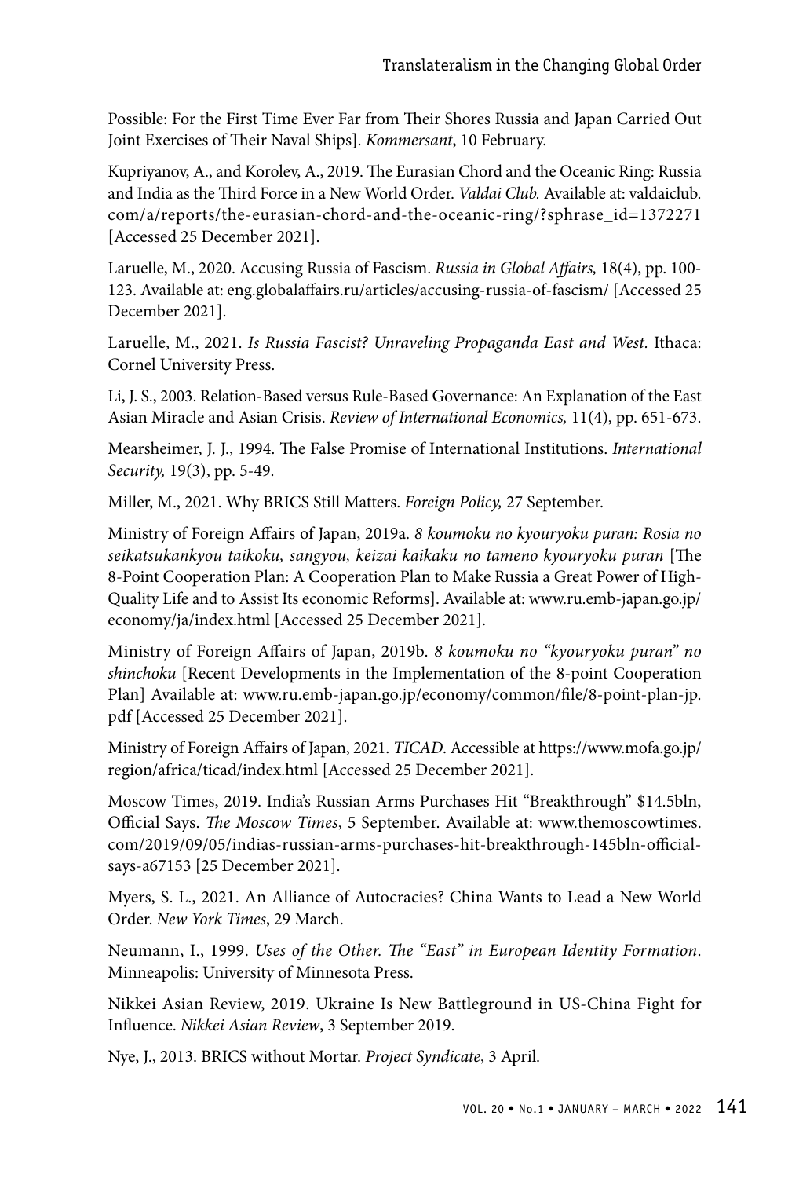Possible: For the First Time Ever Far from Their Shores Russia and Japan Carried Out Joint Exercises of Their Naval Ships]. *Kommersant*, 10 February.

Kupriyanov, A., and Korolev, A., 2019. The Eurasian Chord and the Oceanic Ring: Russia and India as the Third Force in a New World Order. *Valdai Club.* Available at: valdaiclub.com/a/reports/the-eurasian-chord-and-the-oceanic-ring/?sphrase_id=1372271 [Accessed 25 December 2021].

Laruelle, M., 2020. Accusing Russia of Fascism. *Russia in Global Affairs,* 18(4), pp. 100-123. Available at: eng.globalaffairs.ru/articles/accusing-russia-of-fascism/ [Accessed 25 December 2021].

Laruelle, M., 2021. *Is Russia Fascist? Unraveling Propaganda East and West.* Ithaca: Cornel University Press.

Li, J. S., 2003. Relation-Based versus Rule-Based Governance: An Explanation of the East Asian Miracle and Asian Crisis. *Review of International Economics,* 11(4), pp. 651-673.

Mearsheimer, J. J., 1994. The False Promise of International Institutions. *International Security,* 19(3), pp. 5-49.

Miller, M., 2021. Why BRICS Still Matters. *Foreign Policy,* 27 September.

Ministry of Foreign Affairs of Japan, 2019a. *8 koumoku no kyouryoku puran: Rosia no seikatsukankyou taikoku, sangyou, keizai kaikaku no tameno kyouryoku puran* [The 8-Point Cooperation Plan: A Cooperation Plan to Make Russia a Great Power of High-Quality Life and to Assist Its economic Reforms]. Available at: www.ru.emb-japan.go.jp/economy/ja/index.html [Accessed 25 December 2021].

Ministry of Foreign Affairs of Japan, 2019b. *8 koumoku no "kyouryoku puran" no shinchoku* [Recent Developments in the Implementation of the 8-point Cooperation Plan] Available at: www.ru.emb-japan.go.jp/economy/common/file/8-point-plan-jp.pdf [Accessed 25 December 2021].

Ministry of Foreign Affairs of Japan, 2021. *TICAD*. Accessible at https://www.mofa.go.jp/region/africa/ticad/index.html [Accessed 25 December 2021].

Moscow Times, 2019. India's Russian Arms Purchases Hit "Breakthrough" $14.5bln, Official Says. *The Moscow Times*, 5 September. Available at: www.themoscowtimes.com/2019/09/05/indias-russian-arms-purchases-hit-breakthrough-145bln-official-says-a67153 [25 December 2021].

Myers, S. L., 2021. An Alliance of Autocracies? China Wants to Lead a New World Order. *New York Times*, 29 March.

Neumann, I., 1999. *Uses of the Other. The "East" in European Identity Formation*. Minneapolis: University of Minnesota Press.

Nikkei Asian Review, 2019. Ukraine Is New Battleground in US-China Fight for Influence. *Nikkei Asian Review*, 3 September 2019.

Nye, J., 2013. BRICS without Mortar. *Project Syndicate*, 3 April.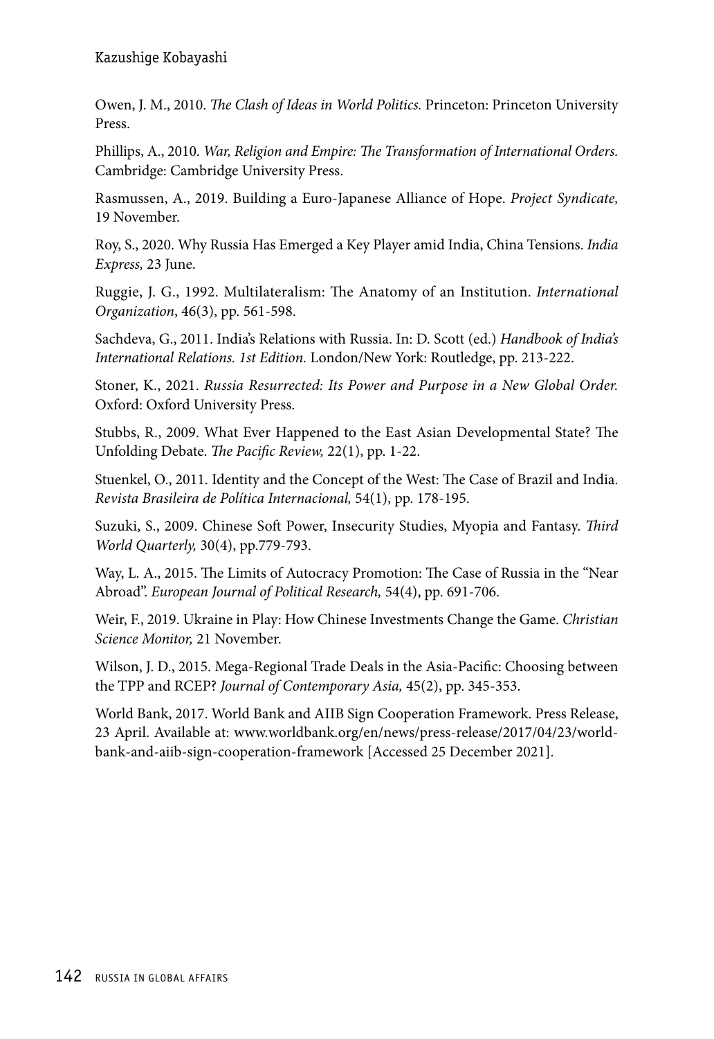Owen, J. M., 2010. *The Clash of Ideas in World Politics.* Princeton: Princeton University Press.

Phillips, A., 2010. *War, Religion and Empire: The Transformation of International Orders.* Cambridge: Cambridge University Press.

Rasmussen, A., 2019. Building a Euro-Japanese Alliance of Hope. *Project Syndicate,* 19 November.

Roy, S., 2020. Why Russia Has Emerged a Key Player amid India, China Tensions. *India Express,* 23 June.

Ruggie, J. G., 1992. Multilateralism: The Anatomy of an Institution. *International Organization*, 46(3), pp. 561-598.

Sachdeva, G., 2011. India's Relations with Russia. In: D. Scott (ed.) *Handbook of India's International Relations. 1st Edition.* London/New York: Routledge, pp. 213-222.

Stoner, K., 2021. *Russia Resurrected: Its Power and Purpose in a New Global Order.* Oxford: Oxford University Press.

Stubbs, R., 2009. What Ever Happened to the East Asian Developmental State? The Unfolding Debate. *The Pacific Review,* 22(1), pp. 1-22.

Stuenkel, O., 2011. Identity and the Concept of the West: The Case of Brazil and India. *Revista Brasileira de Política Internacional,* 54(1), pp. 178-195.

Suzuki, S., 2009. Chinese Soft Power, Insecurity Studies, Myopia and Fantasy. *Third World Quarterly,* 30(4), pp.779-793.

Way, L. A., 2015. The Limits of Autocracy Promotion: The Case of Russia in the "Near Abroad". *European Journal of Political Research,* 54(4), pp. 691-706.

Weir, F., 2019. Ukraine in Play: How Chinese Investments Change the Game. *Christian Science Monitor,* 21 November.

Wilson, J. D., 2015. Mega-Regional Trade Deals in the Asia-Pacific: Choosing between the TPP and RCEP? *Journal of Contemporary Asia,* 45(2), pp. 345-353.

World Bank, 2017. World Bank and AIIB Sign Cooperation Framework. Press Release, 23 April. Available at: www.worldbank.org/en/news/press-release/2017/04/23/world-bank-and-aiib-sign-cooperation-framework [Accessed 25 December 2021].